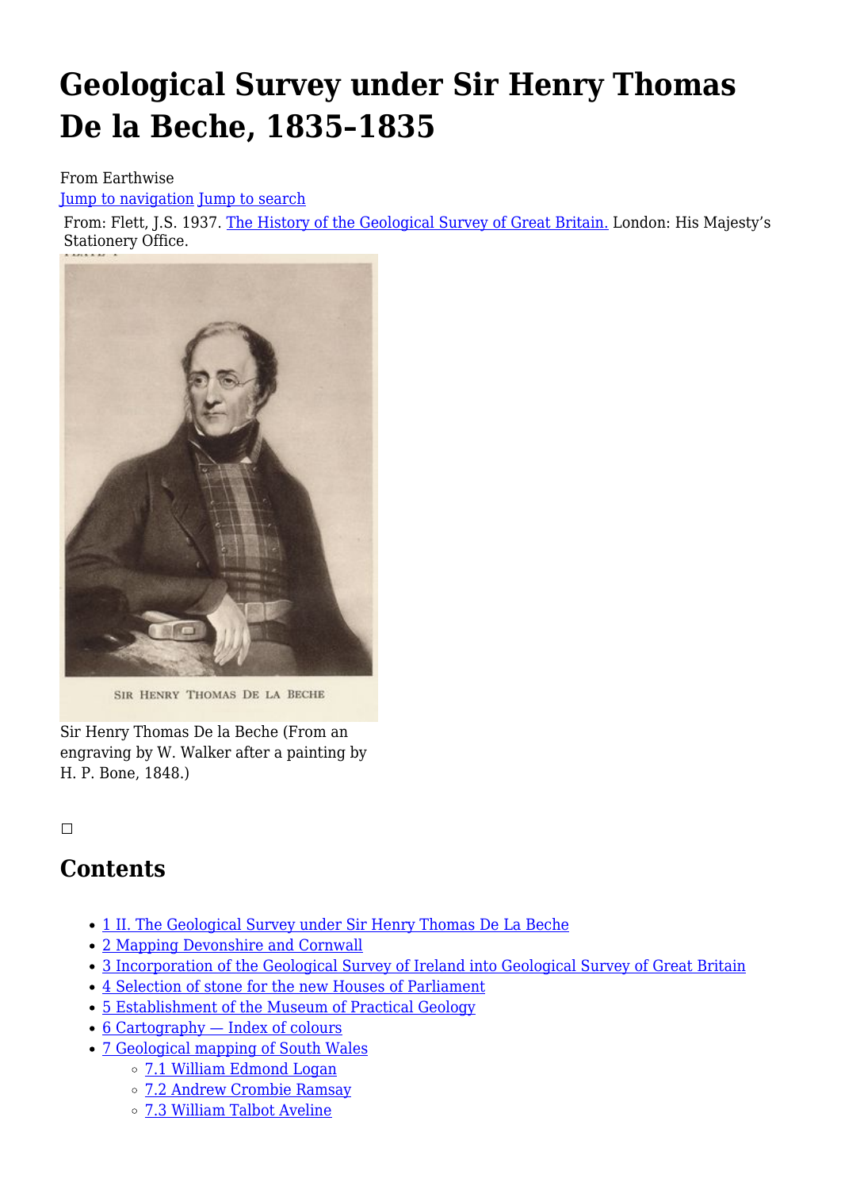# Geological Survey under Sir Henry Thomas De la Beche, 1835-1835

From Earthwise

Jump to navigation Jump to search

From: Flett, J.S. 1937. The History of the Geological Survey of Great Britain. London: His Majesty's Stationery Office.

SIR HENRY THOMAS DE LA BECHE

Sir Henry Thomas De la Beche (From an engraving by W. Walker after a painting by H. P. Bone, 1848.)

## Contents

- 1 II. The Geological Survey under Sir Henry Thomas De La Beche
- 2 Mapping Devonshire and Cornwall
- 3 Incorporation of the Geological Survey of Ireland into Geological Survey of Great Britain
- 4 Selection of stone for the new Houses of Parliament
- 5 Establishment of the Museum of Practical Geology
- 6 Cartography — Index of colours
- 7 Geological mapping of South Wales
  - 7.1 William Edmond Logan
  - 7.2 Andrew Crombie Ramsay
  - 7.3 William Talbot Aveline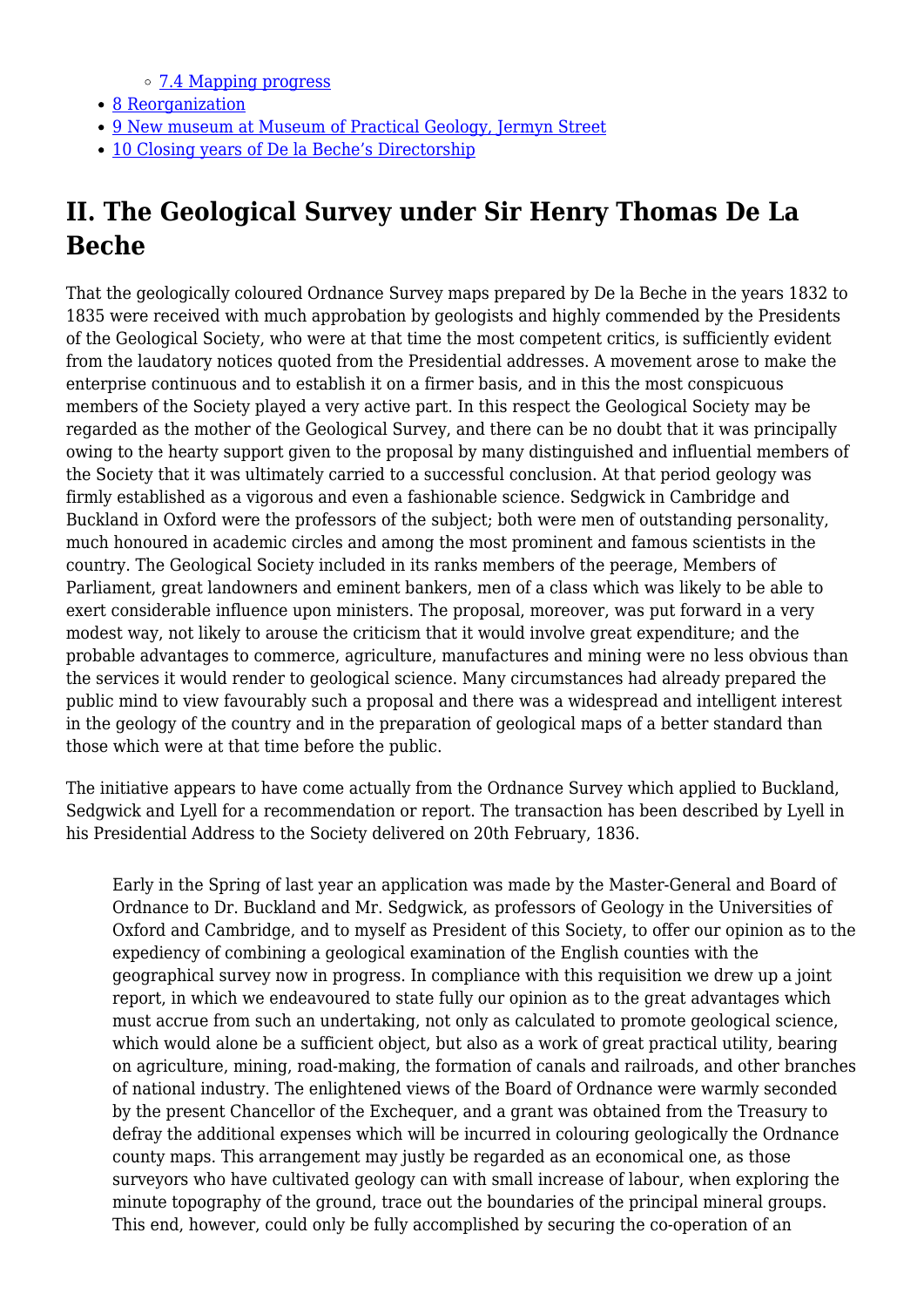- [7.4 Mapping progress]
- [8 Reorganization]
- [9 New museum at Museum of Practical Geology, Jermyn Street]
- [10 Closing years of De la Beche's Directorship]

## II. The Geological Survey under Sir Henry Thomas De La Beche

That the geologically coloured Ordnance Survey maps prepared by De la Beche in the years 1832 to 1835 were received with much approbation by geologists and highly commended by the Presidents of the Geological Society, who were at that time the most competent critics, is sufficiently evident from the laudatory notices quoted from the Presidential addresses. A movement arose to make the enterprise continuous and to establish it on a firmer basis, and in this the most conspicuous members of the Society played a very active part. In this respect the Geological Society may be regarded as the mother of the Geological Survey, and there can be no doubt that it was principally owing to the hearty support given to the proposal by many distinguished and influential members of the Society that it was ultimately carried to a successful conclusion. At that period geology was firmly established as a vigorous and even a fashionable science. Sedgwick in Cambridge and Buckland in Oxford were the professors of the subject; both were men of outstanding personality, much honoured in academic circles and among the most prominent and famous scientists in the country. The Geological Society included in its ranks members of the peerage, Members of Parliament, great landowners and eminent bankers, men of a class which was likely to be able to exert considerable influence upon ministers. The proposal, moreover, was put forward in a very modest way, not likely to arouse the criticism that it would involve great expenditure; and the probable advantages to commerce, agriculture, manufactures and mining were no less obvious than the services it would render to geological science. Many circumstances had already prepared the public mind to view favourably such a proposal and there was a widespread and intelligent interest in the geology of the country and in the preparation of geological maps of a better standard than those which were at that time before the public.

The initiative appears to have come actually from the Ordnance Survey which applied to Buckland, Sedgwick and Lyell for a recommendation or report. The transaction has been described by Lyell in his Presidential Address to the Society delivered on 20th February, 1836.

> Early in the Spring of last year an application was made by the Master-General and Board of Ordnance to Dr. Buckland and Mr. Sedgwick, as professors of Geology in the Universities of Oxford and Cambridge, and to myself as President of this Society, to offer our opinion as to the expediency of combining a geological examination of the English counties with the geographical survey now in progress. In compliance with this requisition we drew up a joint report, in which we endeavoured to state fully our opinion as to the great advantages which must accrue from such an undertaking, not only as calculated to promote geological science, which would alone be a sufficient object, but also as a work of great practical utility, bearing on agriculture, mining, road-making, the formation of canals and railroads, and other branches of national industry. The enlightened views of the Board of Ordnance were warmly seconded by the present Chancellor of the Exchequer, and a grant was obtained from the Treasury to defray the additional expenses which will be incurred in colouring geologically the Ordnance county maps. This arrangement may justly be regarded as an economical one, as those surveyors who have cultivated geology can with small increase of labour, when exploring the minute topography of the ground, trace out the boundaries of the principal mineral groups. This end, however, could only be fully accomplished by securing the co-operation of an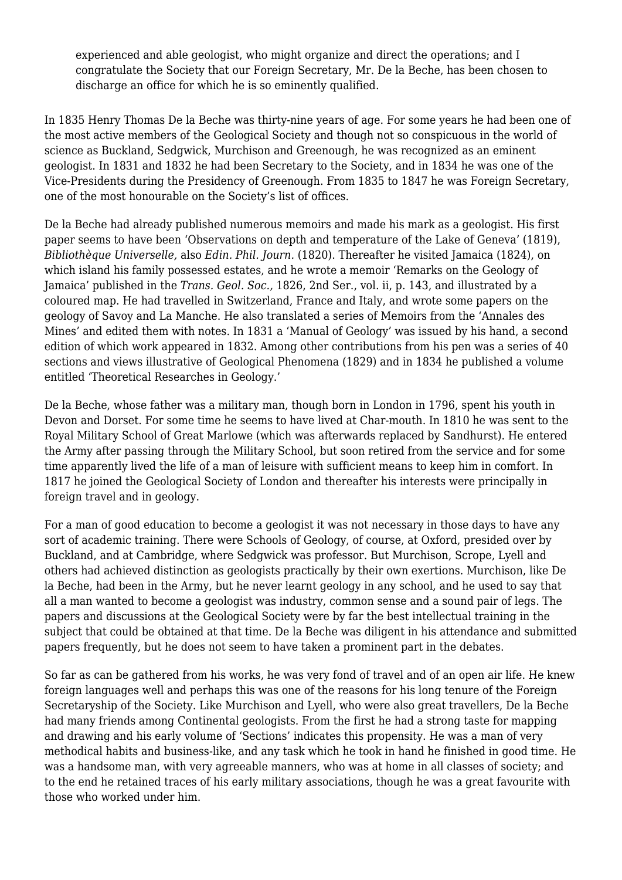> experienced and able geologist, who might organize and direct the operations; and I congratulate the Society that our Foreign Secretary, Mr. De la Beche, has been chosen to discharge an office for which he is so eminently qualified.

In 1835 Henry Thomas De la Beche was thirty-nine years of age. For some years he had been one of the most active members of the Geological Society and though not so conspicuous in the world of science as Buckland, Sedgwick, Murchison and Greenough, he was recognized as an eminent geologist. In 1831 and 1832 he had been Secretary to the Society, and in 1834 he was one of the Vice-Presidents during the Presidency of Greenough. From 1835 to 1847 he was Foreign Secretary, one of the most honourable on the Society's list of offices.

De la Beche had already published numerous memoirs and made his mark as a geologist. His first paper seems to have been 'Observations on depth and temperature of the Lake of Geneva' (1819), *Bibliothèque Universelle,* also *Edin. Phil. Journ.* (1820). Thereafter he visited Jamaica (1824), on which island his family possessed estates, and he wrote a memoir 'Remarks on the Geology of Jamaica' published in the *Trans. Geol. Soc.,* 1826, 2nd Ser., vol. ii, p. 143, and illustrated by a coloured map. He had travelled in Switzerland, France and Italy, and wrote some papers on the geology of Savoy and La Manche. He also translated a series of Memoirs from the 'Annales des Mines' and edited them with notes. In 1831 a 'Manual of Geology' was issued by his hand, a second edition of which work appeared in 1832. Among other contributions from his pen was a series of 40 sections and views illustrative of Geological Phenomena (1829) and in 1834 he published a volume entitled 'Theoretical Researches in Geology.'

De la Beche, whose father was a military man, though born in London in 1796, spent his youth in Devon and Dorset. For some time he seems to have lived at Char-mouth. In 1810 he was sent to the Royal Military School of Great Marlowe (which was afterwards replaced by Sandhurst). He entered the Army after passing through the Military School, but soon retired from the service and for some time apparently lived the life of a man of leisure with sufficient means to keep him in comfort. In 1817 he joined the Geological Society of London and thereafter his interests were principally in foreign travel and in geology.

For a man of good education to become a geologist it was not necessary in those days to have any sort of academic training. There were Schools of Geology, of course, at Oxford, presided over by Buckland, and at Cambridge, where Sedgwick was professor. But Murchison, Scrope, Lyell and others had achieved distinction as geologists practically by their own exertions. Murchison, like De la Beche, had been in the Army, but he never learnt geology in any school, and he used to say that all a man wanted to become a geologist was industry, common sense and a sound pair of legs. The papers and discussions at the Geological Society were by far the best intellectual training in the subject that could be obtained at that time. De la Beche was diligent in his attendance and submitted papers frequently, but he does not seem to have taken a prominent part in the debates.

So far as can be gathered from his works, he was very fond of travel and of an open air life. He knew foreign languages well and perhaps this was one of the reasons for his long tenure of the Foreign Secretaryship of the Society. Like Murchison and Lyell, who were also great travellers, De la Beche had many friends among Continental geologists. From the first he had a strong taste for mapping and drawing and his early volume of 'Sections' indicates this propensity. He was a man of very methodical habits and business-like, and any task which he took in hand he finished in good time. He was a handsome man, with very agreeable manners, who was at home in all classes of society; and to the end he retained traces of his early military associations, though he was a great favourite with those who worked under him.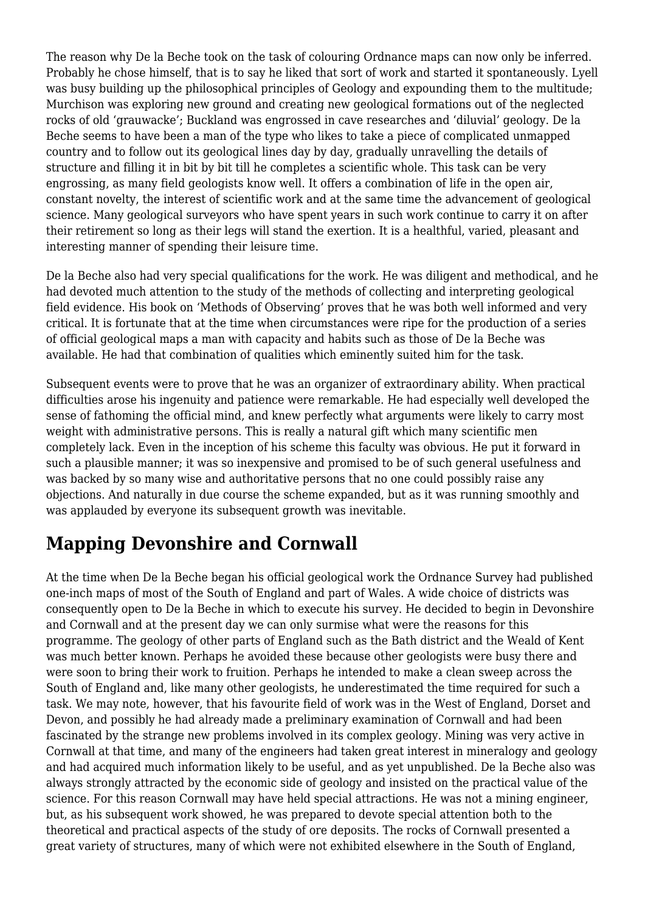The reason why De la Beche took on the task of colouring Ordnance maps can now only be inferred. Probably he chose himself, that is to say he liked that sort of work and started it spontaneously. Lyell was busy building up the philosophical principles of Geology and expounding them to the multitude; Murchison was exploring new ground and creating new geological formations out of the neglected rocks of old 'grauwacke'; Buckland was engrossed in cave researches and 'diluvial' geology. De la Beche seems to have been a man of the type who likes to take a piece of complicated unmapped country and to follow out its geological lines day by day, gradually unravelling the details of structure and filling it in bit by bit till he completes a scientific whole. This task can be very engrossing, as many field geologists know well. It offers a combination of life in the open air, constant novelty, the interest of scientific work and at the same time the advancement of geological science. Many geological surveyors who have spent years in such work continue to carry it on after their retirement so long as their legs will stand the exertion. It is a healthful, varied, pleasant and interesting manner of spending their leisure time.

De la Beche also had very special qualifications for the work. He was diligent and methodical, and he had devoted much attention to the study of the methods of collecting and interpreting geological field evidence. His book on 'Methods of Observing' proves that he was both well informed and very critical. It is fortunate that at the time when circumstances were ripe for the production of a series of official geological maps a man with capacity and habits such as those of De la Beche was available. He had that combination of qualities which eminently suited him for the task.

Subsequent events were to prove that he was an organizer of extraordinary ability. When practical difficulties arose his ingenuity and patience were remarkable. He had especially well developed the sense of fathoming the official mind, and knew perfectly what arguments were likely to carry most weight with administrative persons. This is really a natural gift which many scientific men completely lack. Even in the inception of his scheme this faculty was obvious. He put it forward in such a plausible manner; it was so inexpensive and promised to be of such general usefulness and was backed by so many wise and authoritative persons that no one could possibly raise any objections. And naturally in due course the scheme expanded, but as it was running smoothly and was applauded by everyone its subsequent growth was inevitable.

## Mapping Devonshire and Cornwall

At the time when De la Beche began his official geological work the Ordnance Survey had published one-inch maps of most of the South of England and part of Wales. A wide choice of districts was consequently open to De la Beche in which to execute his survey. He decided to begin in Devonshire and Cornwall and at the present day we can only surmise what were the reasons for this programme. The geology of other parts of England such as the Bath district and the Weald of Kent was much better known. Perhaps he avoided these because other geologists were busy there and were soon to bring their work to fruition. Perhaps he intended to make a clean sweep across the South of England and, like many other geologists, he underestimated the time required for such a task. We may note, however, that his favourite field of work was in the West of England, Dorset and Devon, and possibly he had already made a preliminary examination of Cornwall and had been fascinated by the strange new problems involved in its complex geology. Mining was very active in Cornwall at that time, and many of the engineers had taken great interest in mineralogy and geology and had acquired much information likely to be useful, and as yet unpublished. De la Beche also was always strongly attracted by the economic side of geology and insisted on the practical value of the science. For this reason Cornwall may have held special attractions. He was not a mining engineer, but, as his subsequent work showed, he was prepared to devote special attention both to the theoretical and practical aspects of the study of ore deposits. The rocks of Cornwall presented a great variety of structures, many of which were not exhibited elsewhere in the South of England,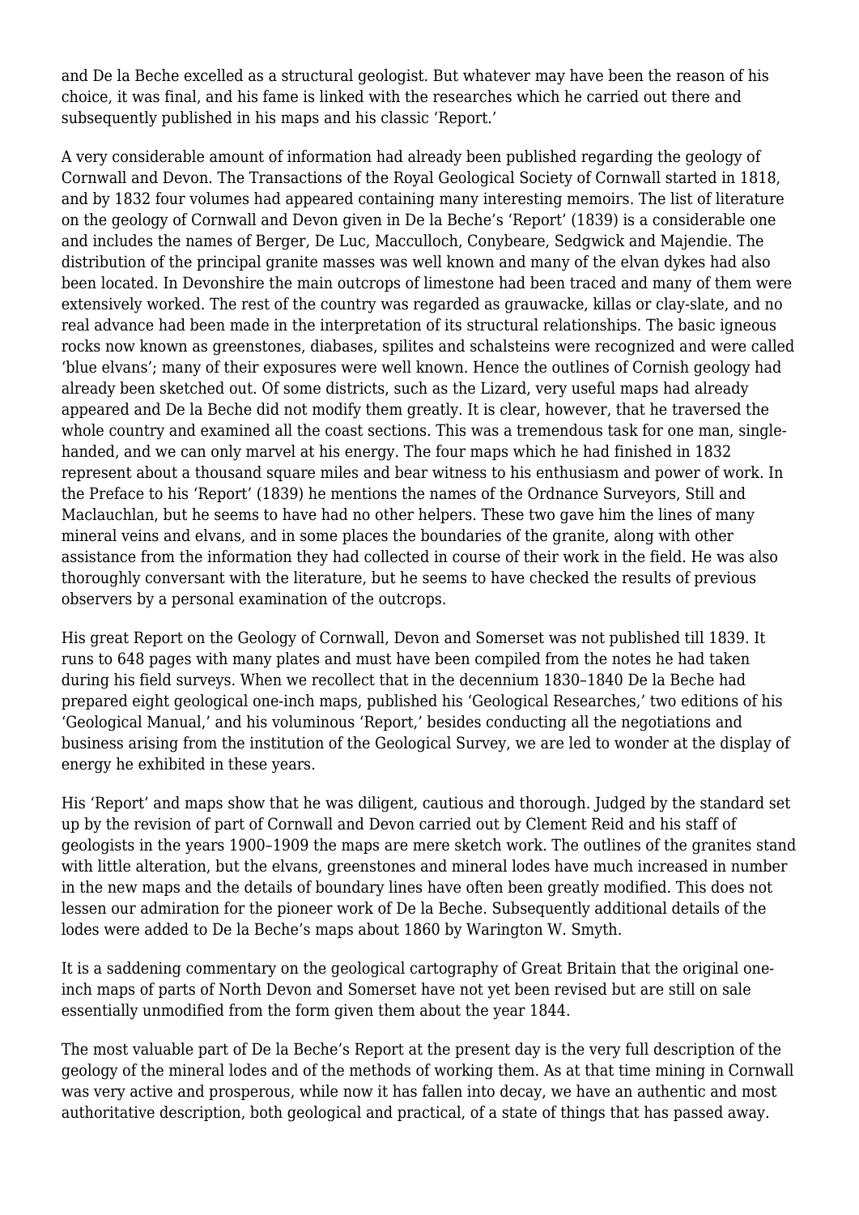and De la Beche excelled as a structural geologist. But whatever may have been the reason of his choice, it was final, and his fame is linked with the researches which he carried out there and subsequently published in his maps and his classic 'Report.'

A very considerable amount of information had already been published regarding the geology of Cornwall and Devon. The Transactions of the Royal Geological Society of Cornwall started in 1818, and by 1832 four volumes had appeared containing many interesting memoirs. The list of literature on the geology of Cornwall and Devon given in De la Beche's 'Report' (1839) is a considerable one and includes the names of Berger, De Luc, Macculloch, Conybeare, Sedgwick and Majendie. The distribution of the principal granite masses was well known and many of the elvan dykes had also been located. In Devonshire the main outcrops of limestone had been traced and many of them were extensively worked. The rest of the country was regarded as grauwacke, killas or clay-slate, and no real advance had been made in the interpretation of its structural relationships. The basic igneous rocks now known as greenstones, diabases, spilites and schalsteins were recognized and were called 'blue elvans'; many of their exposures were well known. Hence the outlines of Cornish geology had already been sketched out. Of some districts, such as the Lizard, very useful maps had already appeared and De la Beche did not modify them greatly. It is clear, however, that he traversed the whole country and examined all the coast sections. This was a tremendous task for one man, single-handed, and we can only marvel at his energy. The four maps which he had finished in 1832 represent about a thousand square miles and bear witness to his enthusiasm and power of work. In the Preface to his 'Report' (1839) he mentions the names of the Ordnance Surveyors, Still and Maclauchlan, but he seems to have had no other helpers. These two gave him the lines of many mineral veins and elvans, and in some places the boundaries of the granite, along with other assistance from the information they had collected in course of their work in the field. He was also thoroughly conversant with the literature, but he seems to have checked the results of previous observers by a personal examination of the outcrops.

His great Report on the Geology of Cornwall, Devon and Somerset was not published till 1839. It runs to 648 pages with many plates and must have been compiled from the notes he had taken during his field surveys. When we recollect that in the decennium 1830–1840 De la Beche had prepared eight geological one-inch maps, published his 'Geological Researches,' two editions of his 'Geological Manual,' and his voluminous 'Report,' besides conducting all the negotiations and business arising from the institution of the Geological Survey, we are led to wonder at the display of energy he exhibited in these years.

His 'Report' and maps show that he was diligent, cautious and thorough. Judged by the standard set up by the revision of part of Cornwall and Devon carried out by Clement Reid and his staff of geologists in the years 1900–1909 the maps are mere sketch work. The outlines of the granites stand with little alteration, but the elvans, greenstones and mineral lodes have much increased in number in the new maps and the details of boundary lines have often been greatly modified. This does not lessen our admiration for the pioneer work of De la Beche. Subsequently additional details of the lodes were added to De la Beche's maps about 1860 by Warington W. Smyth.

It is a saddening commentary on the geological cartography of Great Britain that the original one-inch maps of parts of North Devon and Somerset have not yet been revised but are still on sale essentially unmodified from the form given them about the year 1844.

The most valuable part of De la Beche's Report at the present day is the very full description of the geology of the mineral lodes and of the methods of working them. As at that time mining in Cornwall was very active and prosperous, while now it has fallen into decay, we have an authentic and most authoritative description, both geological and practical, of a state of things that has passed away.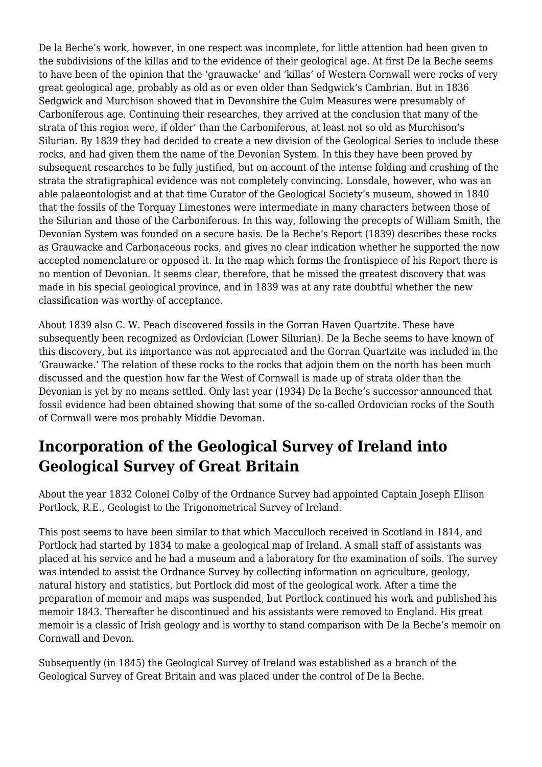De la Beche’s work, however, in one respect was incomplete, for little attention had been given to the subdivisions of the killas and to the evidence of their geological age. At first De la Beche seems to have been of the opinion that the ‘grauwacke’ and ‘killas’ of Western Cornwall were rocks of very great geological age, probably as old as or even older than Sedgwick’s Cambrian. But in 1836 Sedgwick and Murchison showed that in Devonshire the Culm Measures were presumably of Carboniferous age. Continuing their researches, they arrived at the conclusion that many of the strata of this region were, if older’ than the Carboniferous, at least not so old as Murchison’s Silurian. By 1839 they had decided to create a new division of the Geological Series to include these rocks, and had given them the name of the Devonian System. In this they have been proved by subsequent researches to be fully justified, but on account of the intense folding and crushing of the strata the stratigraphical evidence was not completely convincing. Lonsdale, however, who was an able palaeontologist and at that time Curator of the Geological Society’s museum, showed in 1840 that the fossils of the Torquay Limestones were intermediate in many characters between those of the Silurian and those of the Carboniferous. In this way, following the precepts of William Smith, the Devonian System was founded on a secure basis. De la Beche’s Report (1839) describes these rocks as Grauwacke and Carbonaceous rocks, and gives no clear indication whether he supported the now accepted nomenclature or opposed it. In the map which forms the frontispiece of his Report there is no mention of Devonian. It seems clear, therefore, that he missed the greatest discovery that was made in his special geological province, and in 1839 was at any rate doubtful whether the new classification was worthy of acceptance.

About 1839 also C. W. Peach discovered fossils in the Gorran Haven Quartzite. These have subsequently been recognized as Ordovician (Lower Silurian). De la Beche seems to have known of this discovery, but its importance was not appreciated and the Gorran Quartzite was included in the ‘Grauwacke.’ The relation of these rocks to the rocks that adjoin them on the north has been much discussed and the question how far the West of Cornwall is made up of strata older than the Devonian is yet by no means settled. Only last year (1934) De la Beche’s successor announced that fossil evidence had been obtained showing that some of the so-called Ordovician rocks of the South of Cornwall were mos probably Middie Devoman.

## Incorporation of the Geological Survey of Ireland into Geological Survey of Great Britain

About the year 1832 Colonel Colby of the Ordnance Survey had appointed Captain Joseph Ellison Portlock, R.E., Geologist to the Trigonometrical Survey of Ireland.

This post seems to have been similar to that which Macculloch received in Scotland in 1814, and Portlock had started by 1834 to make a geological map of Ireland. A small staff of assistants was placed at his service and he had a museum and a laboratory for the examination of soils. The survey was intended to assist the Ordnance Survey by collecting information on agriculture, geology, natural history and statistics, but Portlock did most of the geological work. After a time the preparation of memoir and maps was suspended, but Portlock continued his work and published his memoir 1843. Thereafter he discontinued and his assistants were removed to England. His great memoir is a classic of Irish geology and is worthy to stand comparison with De la Beche’s memoir on Cornwall and Devon.

Subsequently (in 1845) the Geological Survey of Ireland was established as a branch of the Geological Survey of Great Britain and was placed under the control of De la Beche.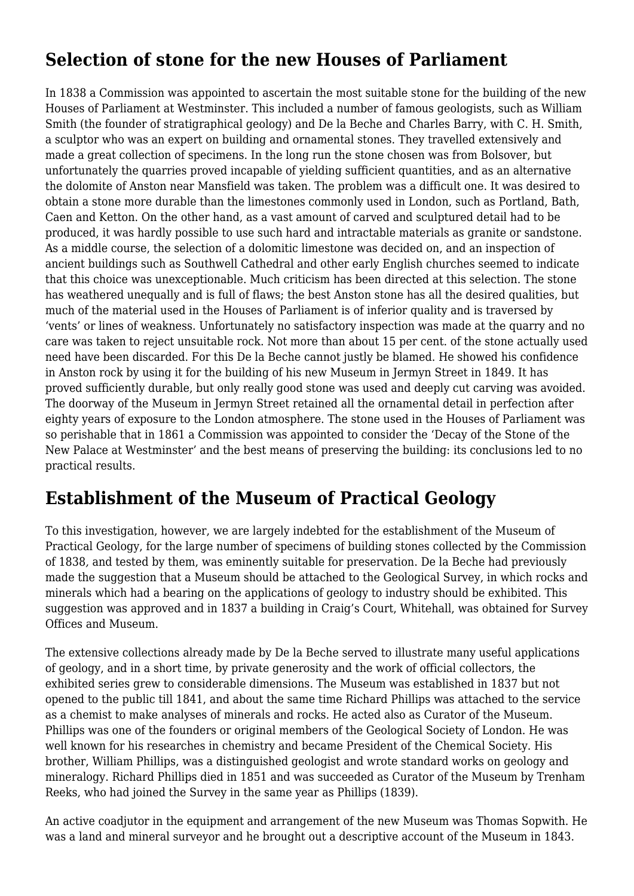## Selection of stone for the new Houses of Parliament

In 1838 a Commission was appointed to ascertain the most suitable stone for the building of the new Houses of Parliament at Westminster. This included a number of famous geologists, such as William Smith (the founder of stratigraphical geology) and De la Beche and Charles Barry, with C. H. Smith, a sculptor who was an expert on building and ornamental stones. They travelled extensively and made a great collection of specimens. In the long run the stone chosen was from Bolsover, but unfortunately the quarries proved incapable of yielding sufficient quantities, and as an alternative the dolomite of Anston near Mansfield was taken. The problem was a difficult one. It was desired to obtain a stone more durable than the limestones commonly used in London, such as Portland, Bath, Caen and Ketton. On the other hand, as a vast amount of carved and sculptured detail had to be produced, it was hardly possible to use such hard and intractable materials as granite or sandstone. As a middle course, the selection of a dolomitic limestone was decided on, and an inspection of ancient buildings such as Southwell Cathedral and other early English churches seemed to indicate that this choice was unexceptionable. Much criticism has been directed at this selection. The stone has weathered unequally and is full of flaws; the best Anston stone has all the desired qualities, but much of the material used in the Houses of Parliament is of inferior quality and is traversed by 'vents' or lines of weakness. Unfortunately no satisfactory inspection was made at the quarry and no care was taken to reject unsuitable rock. Not more than about 15 per cent. of the stone actually used need have been discarded. For this De la Beche cannot justly be blamed. He showed his confidence in Anston rock by using it for the building of his new Museum in Jermyn Street in 1849. It has proved sufficiently durable, but only really good stone was used and deeply cut carving was avoided. The doorway of the Museum in Jermyn Street retained all the ornamental detail in perfection after eighty years of exposure to the London atmosphere. The stone used in the Houses of Parliament was so perishable that in 1861 a Commission was appointed to consider the 'Decay of the Stone of the New Palace at Westminster' and the best means of preserving the building: its conclusions led to no practical results.

## Establishment of the Museum of Practical Geology

To this investigation, however, we are largely indebted for the establishment of the Museum of Practical Geology, for the large number of specimens of building stones collected by the Commission of 1838, and tested by them, was eminently suitable for preservation. De la Beche had previously made the suggestion that a Museum should be attached to the Geological Survey, in which rocks and minerals which had a bearing on the applications of geology to industry should be exhibited. This suggestion was approved and in 1837 a building in Craig's Court, Whitehall, was obtained for Survey Offices and Museum.

The extensive collections already made by De la Beche served to illustrate many useful applications of geology, and in a short time, by private generosity and the work of official collectors, the exhibited series grew to considerable dimensions. The Museum was established in 1837 but not opened to the public till 1841, and about the same time Richard Phillips was attached to the service as a chemist to make analyses of minerals and rocks. He acted also as Curator of the Museum. Phillips was one of the founders or original members of the Geological Society of London. He was well known for his researches in chemistry and became President of the Chemical Society. His brother, William Phillips, was a distinguished geologist and wrote standard works on geology and mineralogy. Richard Phillips died in 1851 and was succeeded as Curator of the Museum by Trenham Reeks, who had joined the Survey in the same year as Phillips (1839).

An active coadjutor in the equipment and arrangement of the new Museum was Thomas Sopwith. He was a land and mineral surveyor and he brought out a descriptive account of the Museum in 1843.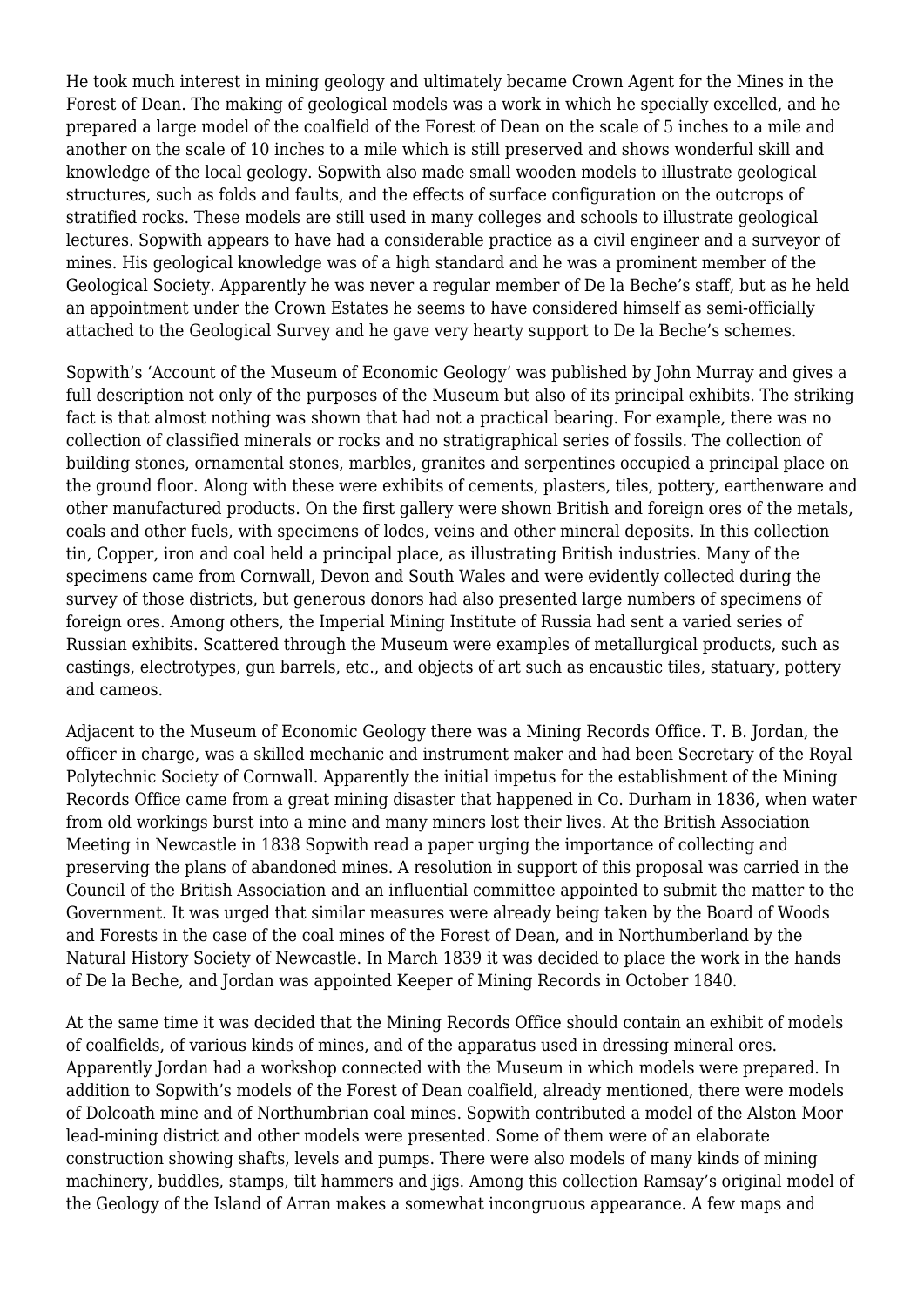He took much interest in mining geology and ultimately became Crown Agent for the Mines in the Forest of Dean. The making of geological models was a work in which he specially excelled, and he prepared a large model of the coalfield of the Forest of Dean on the scale of 5 inches to a mile and another on the scale of 10 inches to a mile which is still preserved and shows wonderful skill and knowledge of the local geology. Sopwith also made small wooden models to illustrate geological structures, such as folds and faults, and the effects of surface configuration on the outcrops of stratified rocks. These models are still used in many colleges and schools to illustrate geological lectures. Sopwith appears to have had a considerable practice as a civil engineer and a surveyor of mines. His geological knowledge was of a high standard and he was a prominent member of the Geological Society. Apparently he was never a regular member of De la Beche's staff, but as he held an appointment under the Crown Estates he seems to have considered himself as semi-officially attached to the Geological Survey and he gave very hearty support to De la Beche's schemes.

Sopwith's 'Account of the Museum of Economic Geology' was published by John Murray and gives a full description not only of the purposes of the Museum but also of its principal exhibits. The striking fact is that almost nothing was shown that had not a practical bearing. For example, there was no collection of classified minerals or rocks and no stratigraphical series of fossils. The collection of building stones, ornamental stones, marbles, granites and serpentines occupied a principal place on the ground floor. Along with these were exhibits of cements, plasters, tiles, pottery, earthenware and other manufactured products. On the first gallery were shown British and foreign ores of the metals, coals and other fuels, with specimens of lodes, veins and other mineral deposits. In this collection tin, Copper, iron and coal held a principal place, as illustrating British industries. Many of the specimens came from Cornwall, Devon and South Wales and were evidently collected during the survey of those districts, but generous donors had also presented large numbers of specimens of foreign ores. Among others, the Imperial Mining Institute of Russia had sent a varied series of Russian exhibits. Scattered through the Museum were examples of metallurgical products, such as castings, electrotypes, gun barrels, etc., and objects of art such as encaustic tiles, statuary, pottery and cameos.

Adjacent to the Museum of Economic Geology there was a Mining Records Office. T. B. Jordan, the officer in charge, was a skilled mechanic and instrument maker and had been Secretary of the Royal Polytechnic Society of Cornwall. Apparently the initial impetus for the establishment of the Mining Records Office came from a great mining disaster that happened in Co. Durham in 1836, when water from old workings burst into a mine and many miners lost their lives. At the British Association Meeting in Newcastle in 1838 Sopwith read a paper urging the importance of collecting and preserving the plans of abandoned mines. A resolution in support of this proposal was carried in the Council of the British Association and an influential committee appointed to submit the matter to the Government. It was urged that similar measures were already being taken by the Board of Woods and Forests in the case of the coal mines of the Forest of Dean, and in Northumberland by the Natural History Society of Newcastle. In March 1839 it was decided to place the work in the hands of De la Beche, and Jordan was appointed Keeper of Mining Records in October 1840.

At the same time it was decided that the Mining Records Office should contain an exhibit of models of coalfields, of various kinds of mines, and of the apparatus used in dressing mineral ores. Apparently Jordan had a workshop connected with the Museum in which models were prepared. In addition to Sopwith's models of the Forest of Dean coalfield, already mentioned, there were models of Dolcoath mine and of Northumbrian coal mines. Sopwith contributed a model of the Alston Moor lead-mining district and other models were presented. Some of them were of an elaborate construction showing shafts, levels and pumps. There were also models of many kinds of mining machinery, buddles, stamps, tilt hammers and jigs. Among this collection Ramsay's original model of the Geology of the Island of Arran makes a somewhat incongruous appearance. A few maps and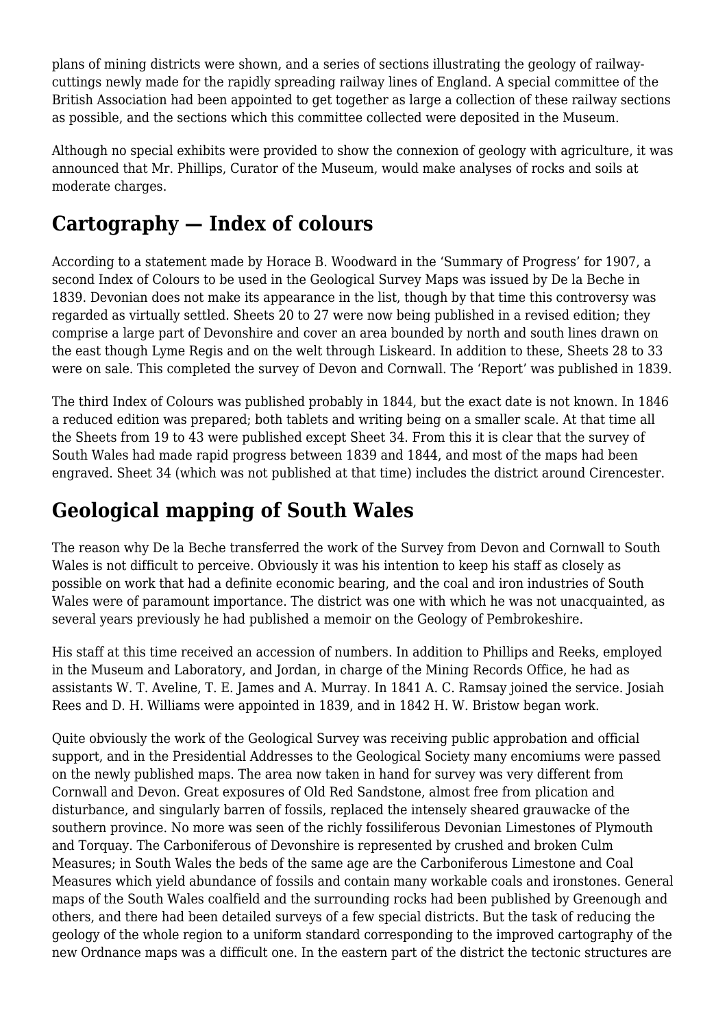plans of mining districts were shown, and a series of sections illustrating the geology of railway-cuttings newly made for the rapidly spreading railway lines of England. A special committee of the British Association had been appointed to get together as large a collection of these railway sections as possible, and the sections which this committee collected were deposited in the Museum.

Although no special exhibits were provided to show the connexion of geology with agriculture, it was announced that Mr. Phillips, Curator of the Museum, would make analyses of rocks and soils at moderate charges.

## Cartography — Index of colours

According to a statement made by Horace B. Woodward in the 'Summary of Progress' for 1907, a second Index of Colours to be used in the Geological Survey Maps was issued by De la Beche in 1839. Devonian does not make its appearance in the list, though by that time this controversy was regarded as virtually settled. Sheets 20 to 27 were now being published in a revised edition; they comprise a large part of Devonshire and cover an area bounded by north and south lines drawn on the east though Lyme Regis and on the welt through Liskeard. In addition to these, Sheets 28 to 33 were on sale. This completed the survey of Devon and Cornwall. The 'Report' was published in 1839.

The third Index of Colours was published probably in 1844, but the exact date is not known. In 1846 a reduced edition was prepared; both tablets and writing being on a smaller scale. At that time all the Sheets from 19 to 43 were published except Sheet 34. From this it is clear that the survey of South Wales had made rapid progress between 1839 and 1844, and most of the maps had been engraved. Sheet 34 (which was not published at that time) includes the district around Cirencester.

## Geological mapping of South Wales

The reason why De la Beche transferred the work of the Survey from Devon and Cornwall to South Wales is not difficult to perceive. Obviously it was his intention to keep his staff as closely as possible on work that had a definite economic bearing, and the coal and iron industries of South Wales were of paramount importance. The district was one with which he was not unacquainted, as several years previously he had published a memoir on the Geology of Pembrokeshire.

His staff at this time received an accession of numbers. In addition to Phillips and Reeks, employed in the Museum and Laboratory, and Jordan, in charge of the Mining Records Office, he had as assistants W. T. Aveline, T. E. James and A. Murray. In 1841 A. C. Ramsay joined the service. Josiah Rees and D. H. Williams were appointed in 1839, and in 1842 H. W. Bristow began work.

Quite obviously the work of the Geological Survey was receiving public approbation and official support, and in the Presidential Addresses to the Geological Society many encomiums were passed on the newly published maps. The area now taken in hand for survey was very different from Cornwall and Devon. Great exposures of Old Red Sandstone, almost free from plication and disturbance, and singularly barren of fossils, replaced the intensely sheared grauwacke of the southern province. No more was seen of the richly fossiliferous Devonian Limestones of Plymouth and Torquay. The Carboniferous of Devonshire is represented by crushed and broken Culm Measures; in South Wales the beds of the same age are the Carboniferous Limestone and Coal Measures which yield abundance of fossils and contain many workable coals and ironstones. General maps of the South Wales coalfield and the surrounding rocks had been published by Greenough and others, and there had been detailed surveys of a few special districts. But the task of reducing the geology of the whole region to a uniform standard corresponding to the improved cartography of the new Ordnance maps was a difficult one. In the eastern part of the district the tectonic structures are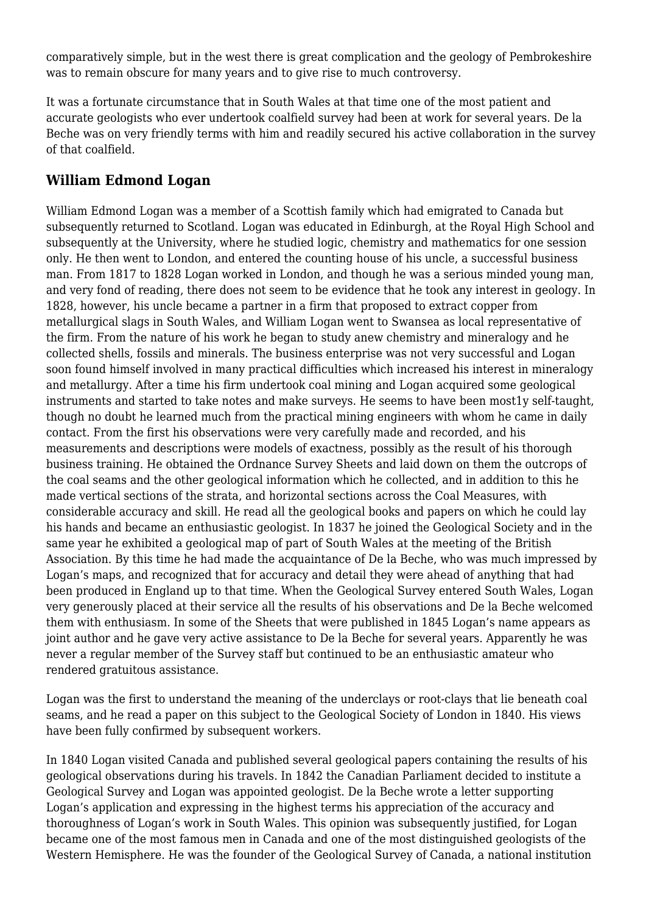comparatively simple, but in the west there is great complication and the geology of Pembrokeshire was to remain obscure for many years and to give rise to much controversy.

It was a fortunate circumstance that in South Wales at that time one of the most patient and accurate geologists who ever undertook coalfield survey had been at work for several years. De la Beche was on very friendly terms with him and readily secured his active collaboration in the survey of that coalfield.

## William Edmond Logan

William Edmond Logan was a member of a Scottish family which had emigrated to Canada but subsequently returned to Scotland. Logan was educated in Edinburgh, at the Royal High School and subsequently at the University, where he studied logic, chemistry and mathematics for one session only. He then went to London, and entered the counting house of his uncle, a successful business man. From 1817 to 1828 Logan worked in London, and though he was a serious minded young man, and very fond of reading, there does not seem to be evidence that he took any interest in geology. In 1828, however, his uncle became a partner in a firm that proposed to extract copper from metallurgical slags in South Wales, and William Logan went to Swansea as local representative of the firm. From the nature of his work he began to study anew chemistry and mineralogy and he collected shells, fossils and minerals. The business enterprise was not very successful and Logan soon found himself involved in many practical difficulties which increased his interest in mineralogy and metallurgy. After a time his firm undertook coal mining and Logan acquired some geological instruments and started to take notes and make surveys. He seems to have been most1y self-taught, though no doubt he learned much from the practical mining engineers with whom he came in daily contact. From the first his observations were very carefully made and recorded, and his measurements and descriptions were models of exactness, possibly as the result of his thorough business training. He obtained the Ordnance Survey Sheets and laid down on them the outcrops of the coal seams and the other geological information which he collected, and in addition to this he made vertical sections of the strata, and horizontal sections across the Coal Measures, with considerable accuracy and skill. He read all the geological books and papers on which he could lay his hands and became an enthusiastic geologist. In 1837 he joined the Geological Society and in the same year he exhibited a geological map of part of South Wales at the meeting of the British Association. By this time he had made the acquaintance of De la Beche, who was much impressed by Logan's maps, and recognized that for accuracy and detail they were ahead of anything that had been produced in England up to that time. When the Geological Survey entered South Wales, Logan very generously placed at their service all the results of his observations and De la Beche welcomed them with enthusiasm. In some of the Sheets that were published in 1845 Logan's name appears as joint author and he gave very active assistance to De la Beche for several years. Apparently he was never a regular member of the Survey staff but continued to be an enthusiastic amateur who rendered gratuitous assistance.

Logan was the first to understand the meaning of the underclays or root-clays that lie beneath coal seams, and he read a paper on this subject to the Geological Society of London in 1840. His views have been fully confirmed by subsequent workers.

In 1840 Logan visited Canada and published several geological papers containing the results of his geological observations during his travels. In 1842 the Canadian Parliament decided to institute a Geological Survey and Logan was appointed geologist. De la Beche wrote a letter supporting Logan's application and expressing in the highest terms his appreciation of the accuracy and thoroughness of Logan's work in South Wales. This opinion was subsequently justified, for Logan became one of the most famous men in Canada and one of the most distinguished geologists of the Western Hemisphere. He was the founder of the Geological Survey of Canada, a national institution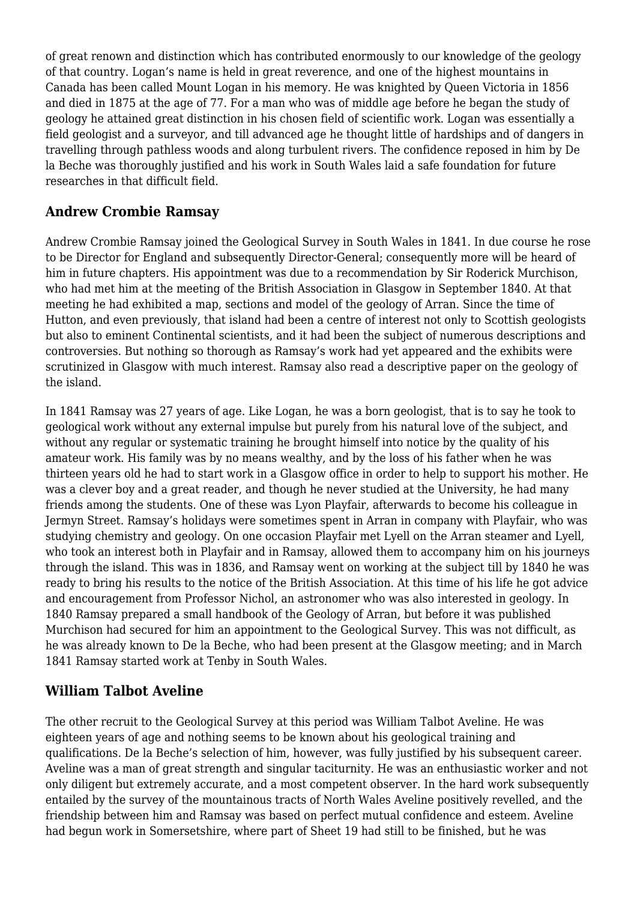of great renown and distinction which has contributed enormously to our knowledge of the geology of that country. Logan's name is held in great reverence, and one of the highest mountains in Canada has been called Mount Logan in his memory. He was knighted by Queen Victoria in 1856 and died in 1875 at the age of 77. For a man who was of middle age before he began the study of geology he attained great distinction in his chosen field of scientific work. Logan was essentially a field geologist and a surveyor, and till advanced age he thought little of hardships and of dangers in travelling through pathless woods and along turbulent rivers. The confidence reposed in him by De la Beche was thoroughly justified and his work in South Wales laid a safe foundation for future researches in that difficult field.

## Andrew Crombie Ramsay

Andrew Crombie Ramsay joined the Geological Survey in South Wales in 1841. In due course he rose to be Director for England and subsequently Director-General; consequently more will be heard of him in future chapters. His appointment was due to a recommendation by Sir Roderick Murchison, who had met him at the meeting of the British Association in Glasgow in September 1840. At that meeting he had exhibited a map, sections and model of the geology of Arran. Since the time of Hutton, and even previously, that island had been a centre of interest not only to Scottish geologists but also to eminent Continental scientists, and it had been the subject of numerous descriptions and controversies. But nothing so thorough as Ramsay's work had yet appeared and the exhibits were scrutinized in Glasgow with much interest. Ramsay also read a descriptive paper on the geology of the island.

In 1841 Ramsay was 27 years of age. Like Logan, he was a born geologist, that is to say he took to geological work without any external impulse but purely from his natural love of the subject, and without any regular or systematic training he brought himself into notice by the quality of his amateur work. His family was by no means wealthy, and by the loss of his father when he was thirteen years old he had to start work in a Glasgow office in order to help to support his mother. He was a clever boy and a great reader, and though he never studied at the University, he had many friends among the students. One of these was Lyon Playfair, afterwards to become his colleague in Jermyn Street. Ramsay's holidays were sometimes spent in Arran in company with Playfair, who was studying chemistry and geology. On one occasion Playfair met Lyell on the Arran steamer and Lyell, who took an interest both in Playfair and in Ramsay, allowed them to accompany him on his journeys through the island. This was in 1836, and Ramsay went on working at the subject till by 1840 he was ready to bring his results to the notice of the British Association. At this time of his life he got advice and encouragement from Professor Nichol, an astronomer who was also interested in geology. In 1840 Ramsay prepared a small handbook of the Geology of Arran, but before it was published Murchison had secured for him an appointment to the Geological Survey. This was not difficult, as he was already known to De la Beche, who had been present at the Glasgow meeting; and in March 1841 Ramsay started work at Tenby in South Wales.

## William Talbot Aveline

The other recruit to the Geological Survey at this period was William Talbot Aveline. He was eighteen years of age and nothing seems to be known about his geological training and qualifications. De la Beche's selection of him, however, was fully justified by his subsequent career. Aveline was a man of great strength and singular taciturnity. He was an enthusiastic worker and not only diligent but extremely accurate, and a most competent observer. In the hard work subsequently entailed by the survey of the mountainous tracts of North Wales Aveline positively revelled, and the friendship between him and Ramsay was based on perfect mutual confidence and esteem. Aveline had begun work in Somersetshire, where part of Sheet 19 had still to be finished, but he was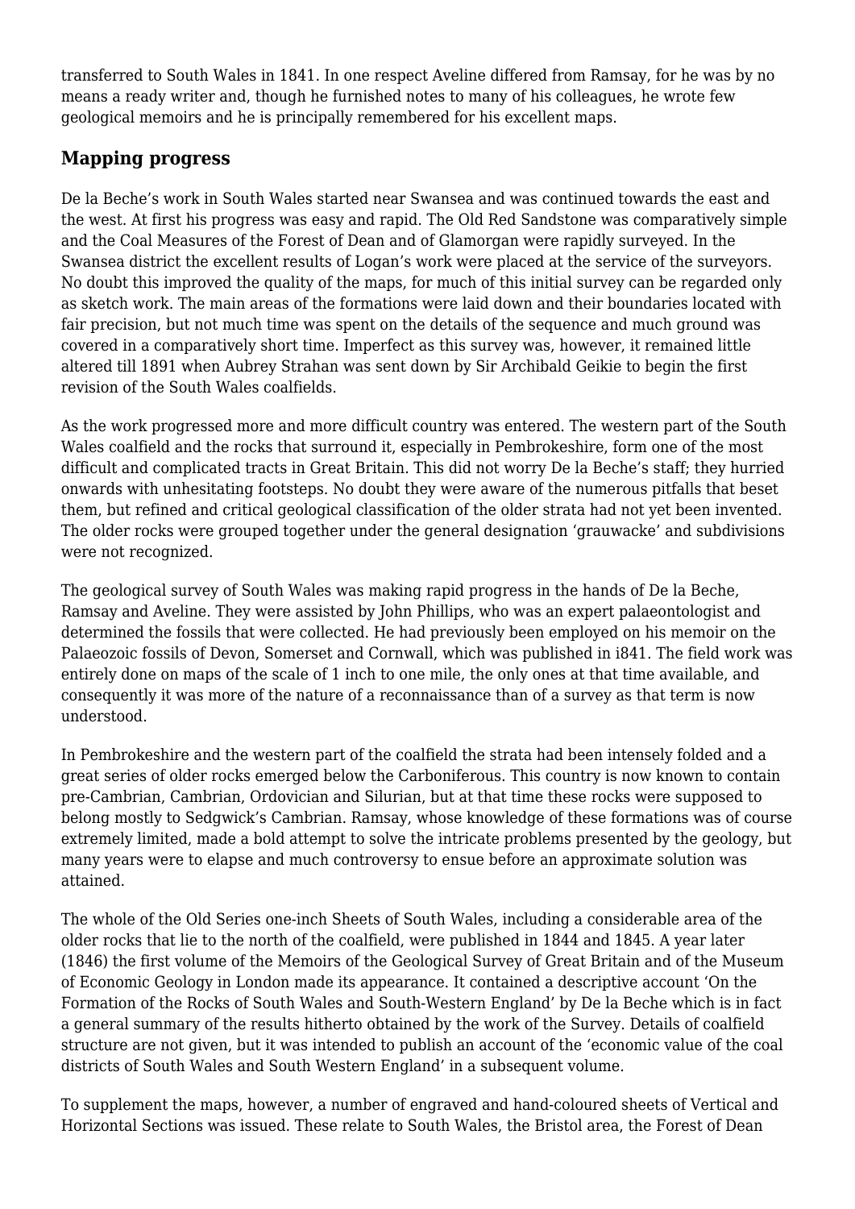transferred to South Wales in 1841. In one respect Aveline differed from Ramsay, for he was by no means a ready writer and, though he furnished notes to many of his colleagues, he wrote few geological memoirs and he is principally remembered for his excellent maps.

## Mapping progress

De la Beche's work in South Wales started near Swansea and was continued towards the east and the west. At first his progress was easy and rapid. The Old Red Sandstone was comparatively simple and the Coal Measures of the Forest of Dean and of Glamorgan were rapidly surveyed. In the Swansea district the excellent results of Logan's work were placed at the service of the surveyors. No doubt this improved the quality of the maps, for much of this initial survey can be regarded only as sketch work. The main areas of the formations were laid down and their boundaries located with fair precision, but not much time was spent on the details of the sequence and much ground was covered in a comparatively short time. Imperfect as this survey was, however, it remained little altered till 1891 when Aubrey Strahan was sent down by Sir Archibald Geikie to begin the first revision of the South Wales coalfields.

As the work progressed more and more difficult country was entered. The western part of the South Wales coalfield and the rocks that surround it, especially in Pembrokeshire, form one of the most difficult and complicated tracts in Great Britain. This did not worry De la Beche's staff; they hurried onwards with unhesitating footsteps. No doubt they were aware of the numerous pitfalls that beset them, but refined and critical geological classification of the older strata had not yet been invented. The older rocks were grouped together under the general designation 'grauwacke' and subdivisions were not recognized.

The geological survey of South Wales was making rapid progress in the hands of De la Beche, Ramsay and Aveline. They were assisted by John Phillips, who was an expert palaeontologist and determined the fossils that were collected. He had previously been employed on his memoir on the Palaeozoic fossils of Devon, Somerset and Cornwall, which was published in i841. The field work was entirely done on maps of the scale of 1 inch to one mile, the only ones at that time available, and consequently it was more of the nature of a reconnaissance than of a survey as that term is now understood.

In Pembrokeshire and the western part of the coalfield the strata had been intensely folded and a great series of older rocks emerged below the Carboniferous. This country is now known to contain pre-Cambrian, Cambrian, Ordovician and Silurian, but at that time these rocks were supposed to belong mostly to Sedgwick's Cambrian. Ramsay, whose knowledge of these formations was of course extremely limited, made a bold attempt to solve the intricate problems presented by the geology, but many years were to elapse and much controversy to ensue before an approximate solution was attained.

The whole of the Old Series one-inch Sheets of South Wales, including a considerable area of the older rocks that lie to the north of the coalfield, were published in 1844 and 1845. A year later (1846) the first volume of the Memoirs of the Geological Survey of Great Britain and of the Museum of Economic Geology in London made its appearance. It contained a descriptive account 'On the Formation of the Rocks of South Wales and South-Western England' by De la Beche which is in fact a general summary of the results hitherto obtained by the work of the Survey. Details of coalfield structure are not given, but it was intended to publish an account of the 'economic value of the coal districts of South Wales and South Western England' in a subsequent volume.

To supplement the maps, however, a number of engraved and hand-coloured sheets of Vertical and Horizontal Sections was issued. These relate to South Wales, the Bristol area, the Forest of Dean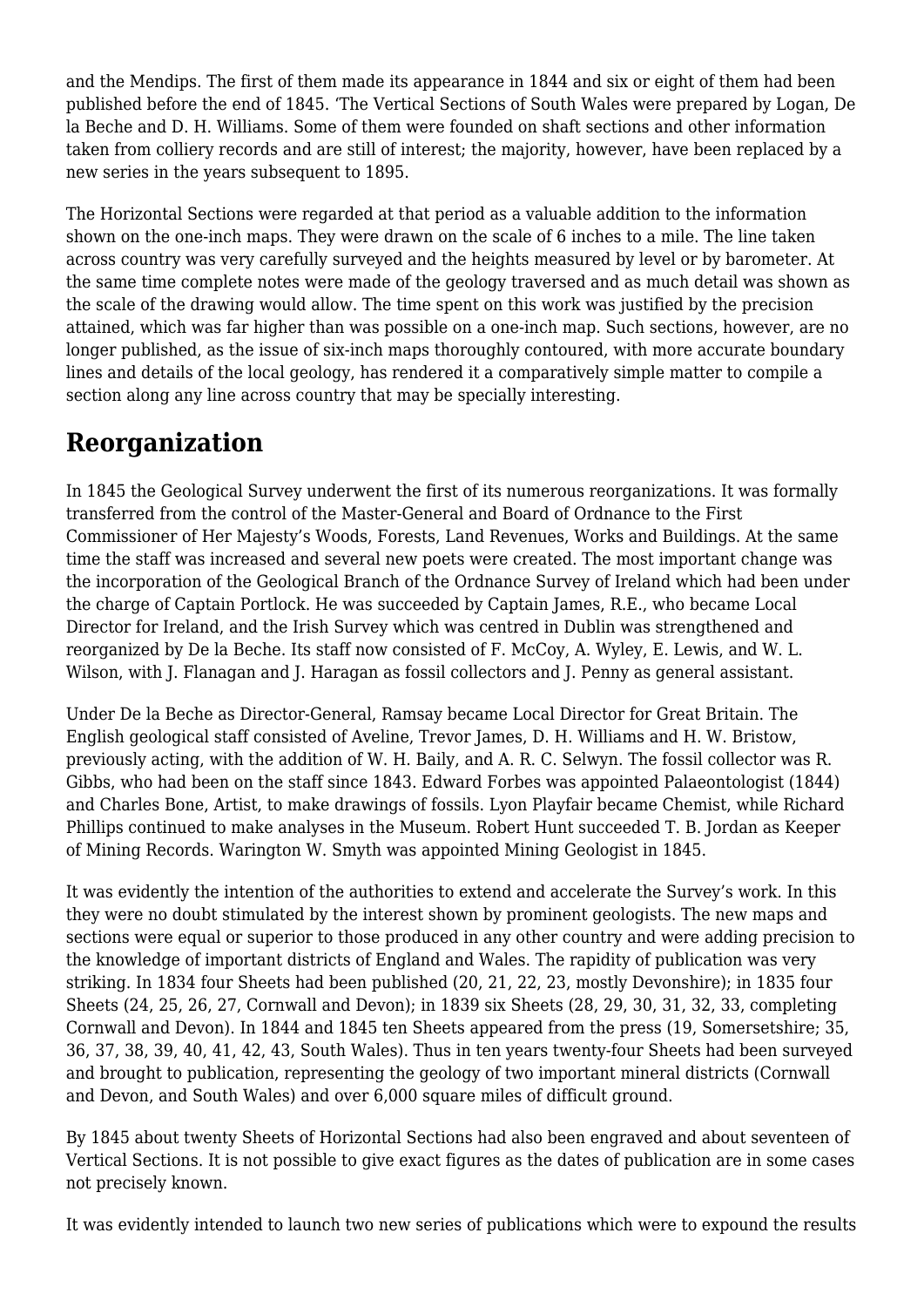and the Mendips. The first of them made its appearance in 1844 and six or eight of them had been published before the end of 1845. ‘The Vertical Sections of South Wales were prepared by Logan, De la Beche and D. H. Williams. Some of them were founded on shaft sections and other information taken from colliery records and are still of interest; the majority, however, have been replaced by a new series in the years subsequent to 1895.

The Horizontal Sections were regarded at that period as a valuable addition to the information shown on the one-inch maps. They were drawn on the scale of 6 inches to a mile. The line taken across country was very carefully surveyed and the heights measured by level or by barometer. At the same time complete notes were made of the geology traversed and as much detail was shown as the scale of the drawing would allow. The time spent on this work was justified by the precision attained, which was far higher than was possible on a one-inch map. Such sections, however, are no longer published, as the issue of six-inch maps thoroughly contoured, with more accurate boundary lines and details of the local geology, has rendered it a comparatively simple matter to compile a section along any line across country that may be specially interesting.

## Reorganization

In 1845 the Geological Survey underwent the first of its numerous reorganizations. It was formally transferred from the control of the Master-General and Board of Ordnance to the First Commissioner of Her Majesty’s Woods, Forests, Land Revenues, Works and Buildings. At the same time the staff was increased and several new poets were created. The most important change was the incorporation of the Geological Branch of the Ordnance Survey of Ireland which had been under the charge of Captain Portlock. He was succeeded by Captain James, R.E., who became Local Director for Ireland, and the Irish Survey which was centred in Dublin was strengthened and reorganized by De la Beche. Its staff now consisted of F. McCoy, A. Wyley, E. Lewis, and W. L. Wilson, with J. Flanagan and J. Haragan as fossil collectors and J. Penny as general assistant.

Under De la Beche as Director-General, Ramsay became Local Director for Great Britain. The English geological staff consisted of Aveline, Trevor James, D. H. Williams and H. W. Bristow, previously acting, with the addition of W. H. Baily, and A. R. C. Selwyn. The fossil collector was R. Gibbs, who had been on the staff since 1843. Edward Forbes was appointed Palaeontologist (1844) and Charles Bone, Artist, to make drawings of fossils. Lyon Playfair became Chemist, while Richard Phillips continued to make analyses in the Museum. Robert Hunt succeeded T. B. Jordan as Keeper of Mining Records. Warington W. Smyth was appointed Mining Geologist in 1845.

It was evidently the intention of the authorities to extend and accelerate the Survey’s work. In this they were no doubt stimulated by the interest shown by prominent geologists. The new maps and sections were equal or superior to those produced in any other country and were adding precision to the knowledge of important districts of England and Wales. The rapidity of publication was very striking. In 1834 four Sheets had been published (20, 21, 22, 23, mostly Devonshire); in 1835 four Sheets (24, 25, 26, 27, Cornwall and Devon); in 1839 six Sheets (28, 29, 30, 31, 32, 33, completing Cornwall and Devon). In 1844 and 1845 ten Sheets appeared from the press (19, Somersetshire; 35, 36, 37, 38, 39, 40, 41, 42, 43, South Wales). Thus in ten years twenty-four Sheets had been surveyed and brought to publication, representing the geology of two important mineral districts (Cornwall and Devon, and South Wales) and over 6,000 square miles of difficult ground.

By 1845 about twenty Sheets of Horizontal Sections had also been engraved and about seventeen of Vertical Sections. It is not possible to give exact figures as the dates of publication are in some cases not precisely known.

It was evidently intended to launch two new series of publications which were to expound the results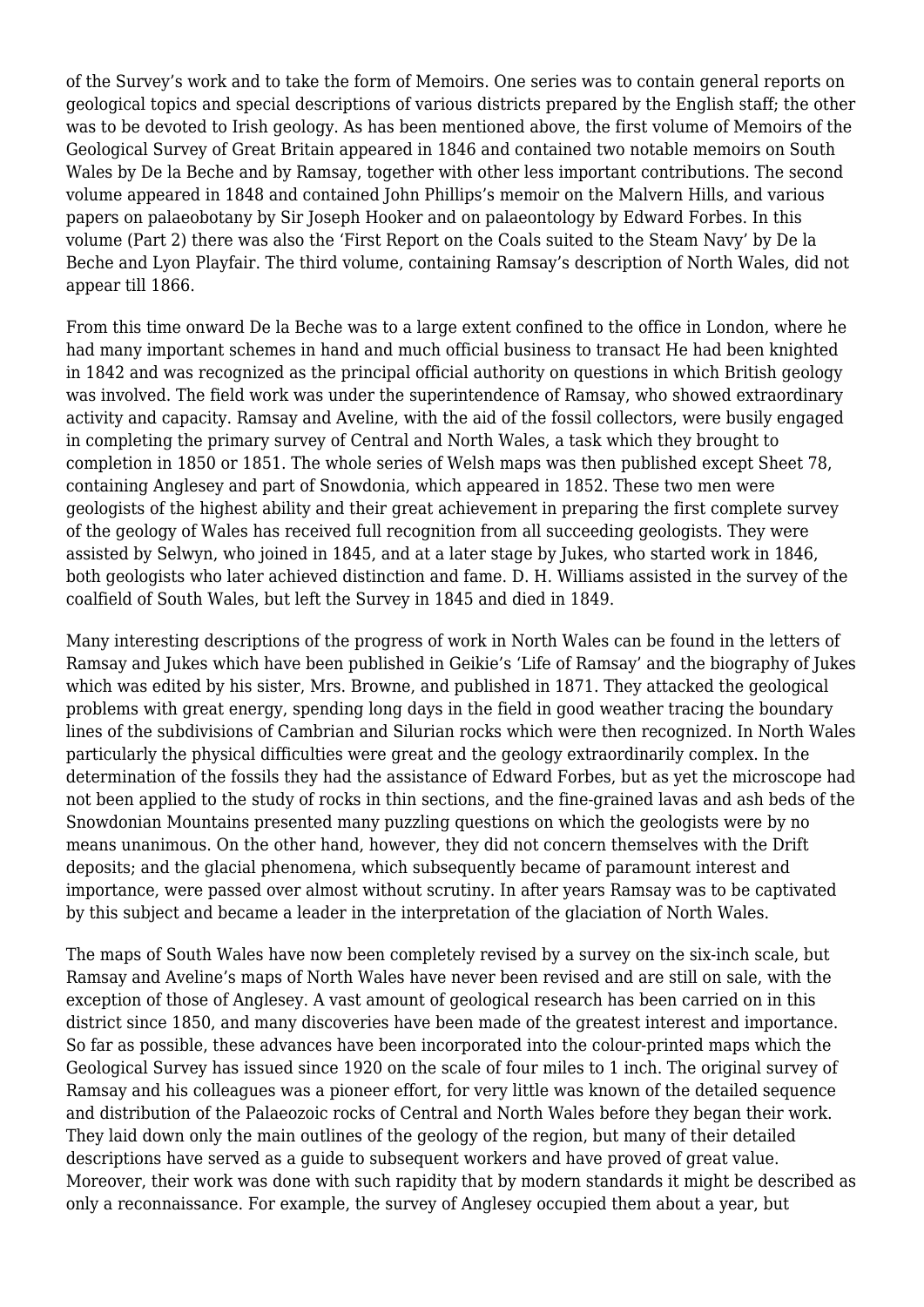of the Survey's work and to take the form of Memoirs. One series was to contain general reports on geological topics and special descriptions of various districts prepared by the English staff; the other was to be devoted to Irish geology. As has been mentioned above, the first volume of Memoirs of the Geological Survey of Great Britain appeared in 1846 and contained two notable memoirs on South Wales by De la Beche and by Ramsay, together with other less important contributions. The second volume appeared in 1848 and contained John Phillips's memoir on the Malvern Hills, and various papers on palaeobotany by Sir Joseph Hooker and on palaeontology by Edward Forbes. In this volume (Part 2) there was also the 'First Report on the Coals suited to the Steam Navy' by De la Beche and Lyon Playfair. The third volume, containing Ramsay's description of North Wales, did not appear till 1866.

From this time onward De la Beche was to a large extent confined to the office in London, where he had many important schemes in hand and much official business to transact He had been knighted in 1842 and was recognized as the principal official authority on questions in which British geology was involved. The field work was under the superintendence of Ramsay, who showed extraordinary activity and capacity. Ramsay and Aveline, with the aid of the fossil collectors, were busily engaged in completing the primary survey of Central and North Wales, a task which they brought to completion in 1850 or 1851. The whole series of Welsh maps was then published except Sheet 78, containing Anglesey and part of Snowdonia, which appeared in 1852. These two men were geologists of the highest ability and their great achievement in preparing the first complete survey of the geology of Wales has received full recognition from all succeeding geologists. They were assisted by Selwyn, who joined in 1845, and at a later stage by Jukes, who started work in 1846, both geologists who later achieved distinction and fame. D. H. Williams assisted in the survey of the coalfield of South Wales, but left the Survey in 1845 and died in 1849.

Many interesting descriptions of the progress of work in North Wales can be found in the letters of Ramsay and Jukes which have been published in Geikie's 'Life of Ramsay' and the biography of Jukes which was edited by his sister, Mrs. Browne, and published in 1871. They attacked the geological problems with great energy, spending long days in the field in good weather tracing the boundary lines of the subdivisions of Cambrian and Silurian rocks which were then recognized. In North Wales particularly the physical difficulties were great and the geology extraordinarily complex. In the determination of the fossils they had the assistance of Edward Forbes, but as yet the microscope had not been applied to the study of rocks in thin sections, and the fine-grained lavas and ash beds of the Snowdonian Mountains presented many puzzling questions on which the geologists were by no means unanimous. On the other hand, however, they did not concern themselves with the Drift deposits; and the glacial phenomena, which subsequently became of paramount interest and importance, were passed over almost without scrutiny. In after years Ramsay was to be captivated by this subject and became a leader in the interpretation of the glaciation of North Wales.

The maps of South Wales have now been completely revised by a survey on the six-inch scale, but Ramsay and Aveline's maps of North Wales have never been revised and are still on sale, with the exception of those of Anglesey. A vast amount of geological research has been carried on in this district since 1850, and many discoveries have been made of the greatest interest and importance. So far as possible, these advances have been incorporated into the colour-printed maps which the Geological Survey has issued since 1920 on the scale of four miles to 1 inch. The original survey of Ramsay and his colleagues was a pioneer effort, for very little was known of the detailed sequence and distribution of the Palaeozoic rocks of Central and North Wales before they began their work. They laid down only the main outlines of the geology of the region, but many of their detailed descriptions have served as a guide to subsequent workers and have proved of great value. Moreover, their work was done with such rapidity that by modern standards it might be described as only a reconnaissance. For example, the survey of Anglesey occupied them about a year, but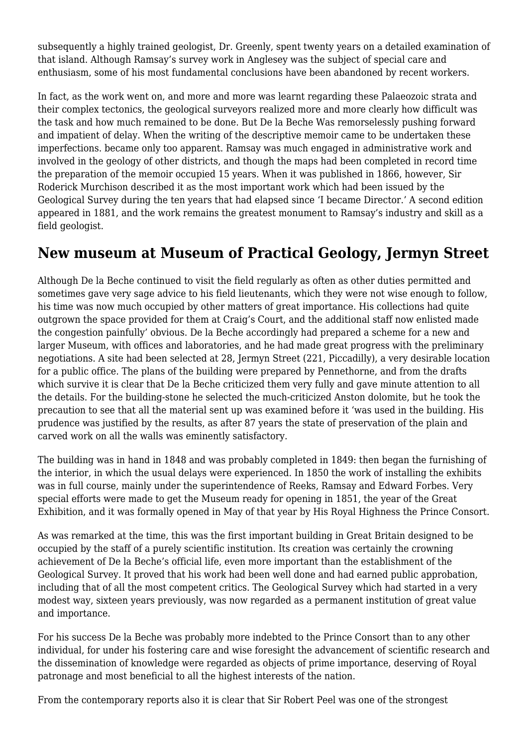subsequently a highly trained geologist, Dr. Greenly, spent twenty years on a detailed examination of that island. Although Ramsay's survey work in Anglesey was the subject of special care and enthusiasm, some of his most fundamental conclusions have been abandoned by recent workers.

In fact, as the work went on, and more and more was learnt regarding these Palaeozoic strata and their complex tectonics, the geological surveyors realized more and more clearly how difficult was the task and how much remained to be done. But De la Beche Was remorselessly pushing forward and impatient of delay. When the writing of the descriptive memoir came to be undertaken these imperfections. became only too apparent. Ramsay was much engaged in administrative work and involved in the geology of other districts, and though the maps had been completed in record time the preparation of the memoir occupied 15 years. When it was published in 1866, however, Sir Roderick Murchison described it as the most important work which had been issued by the Geological Survey during the ten years that had elapsed since 'I became Director.' A second edition appeared in 1881, and the work remains the greatest monument to Ramsay's industry and skill as a field geologist.

## New museum at Museum of Practical Geology, Jermyn Street

Although De la Beche continued to visit the field regularly as often as other duties permitted and sometimes gave very sage advice to his field lieutenants, which they were not wise enough to follow, his time was now much occupied by other matters of great importance. His collections had quite outgrown the space provided for them at Craig's Court, and the additional staff now enlisted made the congestion painfully' obvious. De la Beche accordingly had prepared a scheme for a new and larger Museum, with offices and laboratories, and he had made great progress with the preliminary negotiations. A site had been selected at 28, Jermyn Street (221, Piccadilly), a very desirable location for a public office. The plans of the building were prepared by Pennethorne, and from the drafts which survive it is clear that De la Beche criticized them very fully and gave minute attention to all the details. For the building-stone he selected the much-criticized Anston dolomite, but he took the precaution to see that all the material sent up was examined before it 'was used in the building. His prudence was justified by the results, as after 87 years the state of preservation of the plain and carved work on all the walls was eminently satisfactory.

The building was in hand in 1848 and was probably completed in 1849: then began the furnishing of the interior, in which the usual delays were experienced. In 1850 the work of installing the exhibits was in full course, mainly under the superintendence of Reeks, Ramsay and Edward Forbes. Very special efforts were made to get the Museum ready for opening in 1851, the year of the Great Exhibition, and it was formally opened in May of that year by His Royal Highness the Prince Consort.

As was remarked at the time, this was the first important building in Great Britain designed to be occupied by the staff of a purely scientific institution. Its creation was certainly the crowning achievement of De la Beche's official life, even more important than the establishment of the Geological Survey. It proved that his work had been well done and had earned public approbation, including that of all the most competent critics. The Geological Survey which had started in a very modest way, sixteen years previously, was now regarded as a permanent institution of great value and importance.

For his success De la Beche was probably more indebted to the Prince Consort than to any other individual, for under his fostering care and wise foresight the advancement of scientific research and the dissemination of knowledge were regarded as objects of prime importance, deserving of Royal patronage and most beneficial to all the highest interests of the nation.

From the contemporary reports also it is clear that Sir Robert Peel was one of the strongest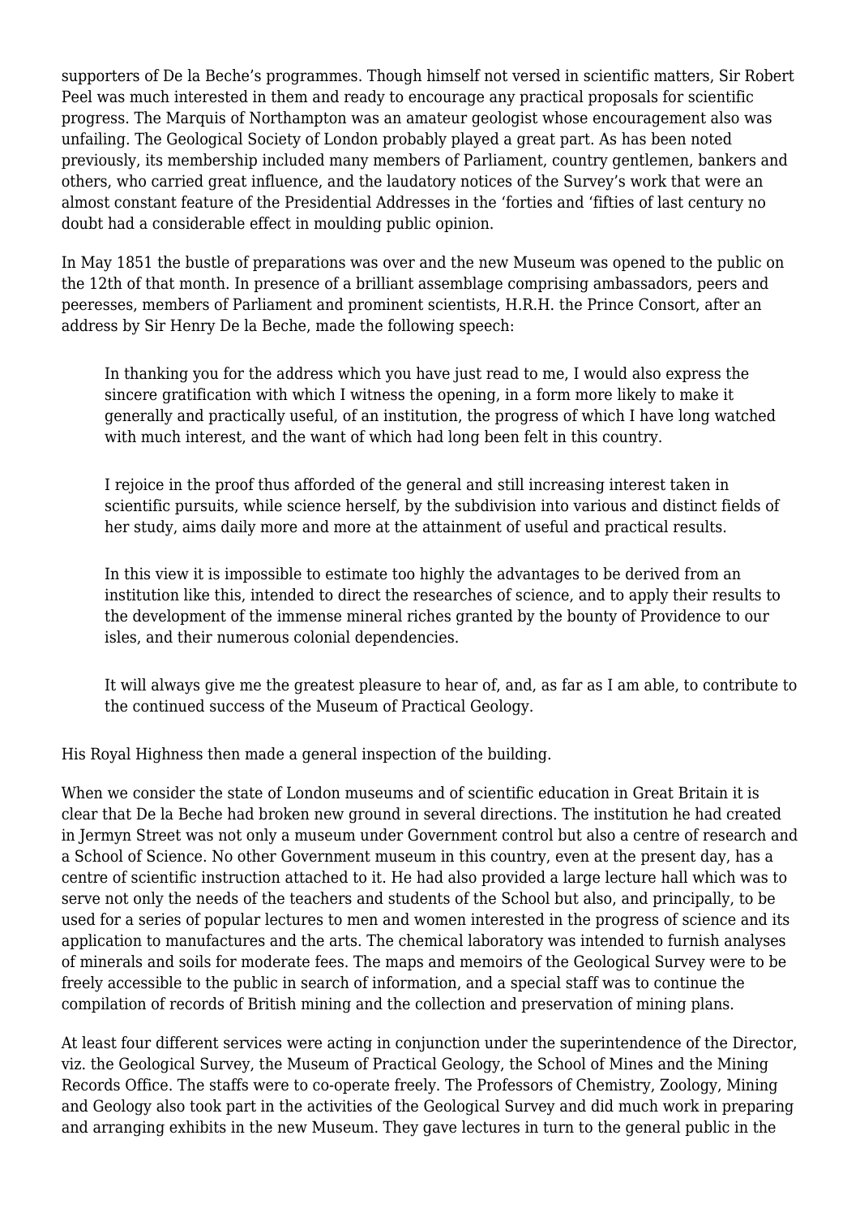supporters of De la Beche's programmes. Though himself not versed in scientific matters, Sir Robert Peel was much interested in them and ready to encourage any practical proposals for scientific progress. The Marquis of Northampton was an amateur geologist whose encouragement also was unfailing. The Geological Society of London probably played a great part. As has been noted previously, its membership included many members of Parliament, country gentlemen, bankers and others, who carried great influence, and the laudatory notices of the Survey's work that were an almost constant feature of the Presidential Addresses in the 'forties and 'fifties of last century no doubt had a considerable effect in moulding public opinion.

In May 1851 the bustle of preparations was over and the new Museum was opened to the public on the 12th of that month. In presence of a brilliant assemblage comprising ambassadors, peers and peeresses, members of Parliament and prominent scientists, H.R.H. the Prince Consort, after an address by Sir Henry De la Beche, made the following speech:

> In thanking you for the address which you have just read to me, I would also express the sincere gratification with which I witness the opening, in a form more likely to make it generally and practically useful, of an institution, the progress of which I have long watched with much interest, and the want of which had long been felt in this country.
>
> I rejoice in the proof thus afforded of the general and still increasing interest taken in scientific pursuits, while science herself, by the subdivision into various and distinct fields of her study, aims daily more and more at the attainment of useful and practical results.
>
> In this view it is impossible to estimate too highly the advantages to be derived from an institution like this, intended to direct the researches of science, and to apply their results to the development of the immense mineral riches granted by the bounty of Providence to our isles, and their numerous colonial dependencies.
>
> It will always give me the greatest pleasure to hear of, and, as far as I am able, to contribute to the continued success of the Museum of Practical Geology.

His Royal Highness then made a general inspection of the building.

When we consider the state of London museums and of scientific education in Great Britain it is clear that De la Beche had broken new ground in several directions. The institution he had created in Jermyn Street was not only a museum under Government control but also a centre of research and a School of Science. No other Government museum in this country, even at the present day, has a centre of scientific instruction attached to it. He had also provided a large lecture hall which was to serve not only the needs of the teachers and students of the School but also, and principally, to be used for a series of popular lectures to men and women interested in the progress of science and its application to manufactures and the arts. The chemical laboratory was intended to furnish analyses of minerals and soils for moderate fees. The maps and memoirs of the Geological Survey were to be freely accessible to the public in search of information, and a special staff was to continue the compilation of records of British mining and the collection and preservation of mining plans.

At least four different services were acting in conjunction under the superintendence of the Director, viz. the Geological Survey, the Museum of Practical Geology, the School of Mines and the Mining Records Office. The staffs were to co-operate freely. The Professors of Chemistry, Zoology, Mining and Geology also took part in the activities of the Geological Survey and did much work in preparing and arranging exhibits in the new Museum. They gave lectures in turn to the general public in the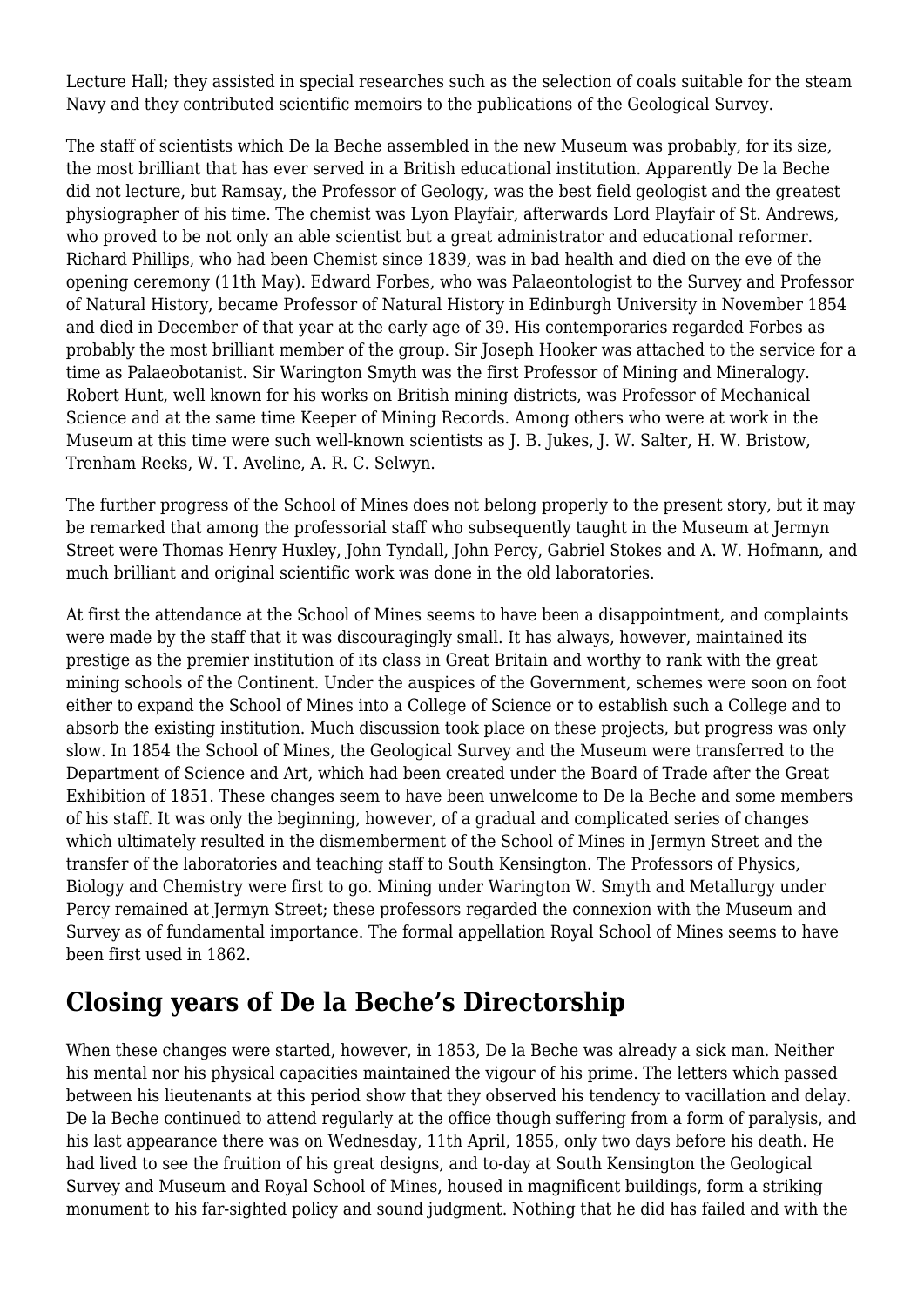Lecture Hall; they assisted in special researches such as the selection of coals suitable for the steam Navy and they contributed scientific memoirs to the publications of the Geological Survey.

The staff of scientists which De la Beche assembled in the new Museum was probably, for its size, the most brilliant that has ever served in a British educational institution. Apparently De la Beche did not lecture, but Ramsay, the Professor of Geology, was the best field geologist and the greatest physiographer of his time. The chemist was Lyon Playfair, afterwards Lord Playfair of St. Andrews, who proved to be not only an able scientist but a great administrator and educational reformer. Richard Phillips, who had been Chemist since 1839, was in bad health and died on the eve of the opening ceremony (11th May). Edward Forbes, who was Palaeontologist to the Survey and Professor of Natural History, became Professor of Natural History in Edinburgh University in November 1854 and died in December of that year at the early age of 39. His contemporaries regarded Forbes as probably the most brilliant member of the group. Sir Joseph Hooker was attached to the service for a time as Palaeobotanist. Sir Warington Smyth was the first Professor of Mining and Mineralogy. Robert Hunt, well known for his works on British mining districts, was Professor of Mechanical Science and at the same time Keeper of Mining Records. Among others who were at work in the Museum at this time were such well-known scientists as J. B. Jukes, J. W. Salter, H. W. Bristow, Trenham Reeks, W. T. Aveline, A. R. C. Selwyn.

The further progress of the School of Mines does not belong properly to the present story, but it may be remarked that among the professorial staff who subsequently taught in the Museum at Jermyn Street were Thomas Henry Huxley, John Tyndall, John Percy, Gabriel Stokes and A. W. Hofmann, and much brilliant and original scientific work was done in the old laboratories.

At first the attendance at the School of Mines seems to have been a disappointment, and complaints were made by the staff that it was discouragingly small. It has always, however, maintained its prestige as the premier institution of its class in Great Britain and worthy to rank with the great mining schools of the Continent. Under the auspices of the Government, schemes were soon on foot either to expand the School of Mines into a College of Science or to establish such a College and to absorb the existing institution. Much discussion took place on these projects, but progress was only slow. In 1854 the School of Mines, the Geological Survey and the Museum were transferred to the Department of Science and Art, which had been created under the Board of Trade after the Great Exhibition of 1851. These changes seem to have been unwelcome to De la Beche and some members of his staff. It was only the beginning, however, of a gradual and complicated series of changes which ultimately resulted in the dismemberment of the School of Mines in Jermyn Street and the transfer of the laboratories and teaching staff to South Kensington. The Professors of Physics, Biology and Chemistry were first to go. Mining under Warington W. Smyth and Metallurgy under Percy remained at Jermyn Street; these professors regarded the connexion with the Museum and Survey as of fundamental importance. The formal appellation Royal School of Mines seems to have been first used in 1862.

## Closing years of De la Beche's Directorship

When these changes were started, however, in 1853, De la Beche was already a sick man. Neither his mental nor his physical capacities maintained the vigour of his prime. The letters which passed between his lieutenants at this period show that they observed his tendency to vacillation and delay. De la Beche continued to attend regularly at the office though suffering from a form of paralysis, and his last appearance there was on Wednesday, 11th April, 1855, only two days before his death. He had lived to see the fruition of his great designs, and to-day at South Kensington the Geological Survey and Museum and Royal School of Mines, housed in magnificent buildings, form a striking monument to his far-sighted policy and sound judgment. Nothing that he did has failed and with the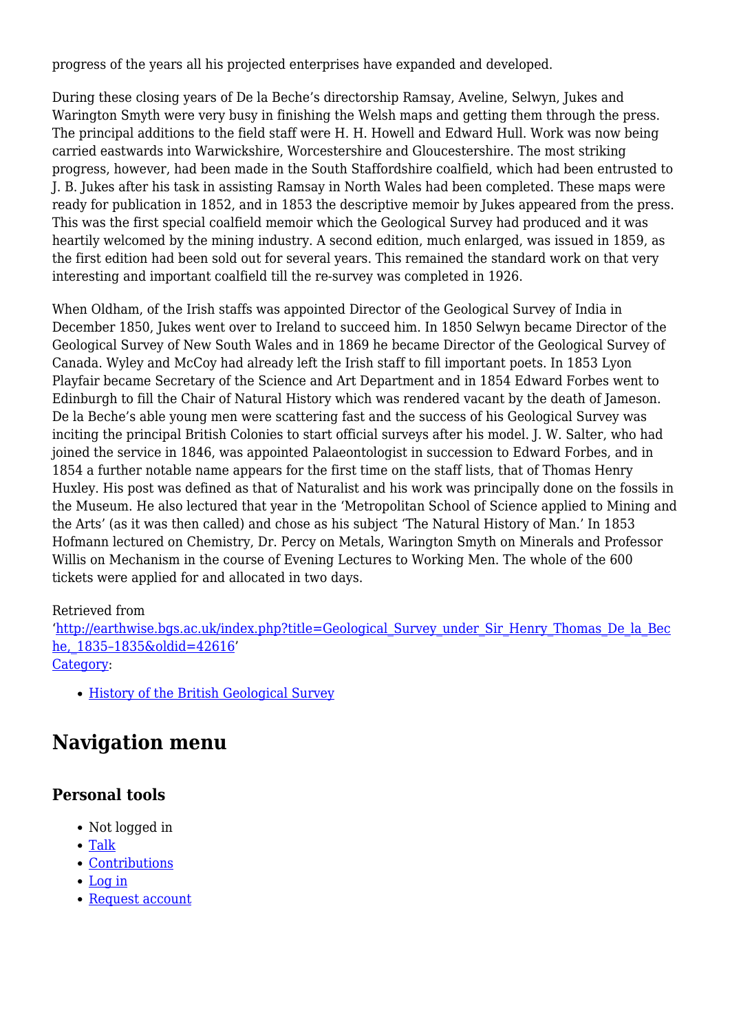progress of the years all his projected enterprises have expanded and developed.

During these closing years of De la Beche's directorship Ramsay, Aveline, Selwyn, Jukes and Warington Smyth were very busy in finishing the Welsh maps and getting them through the press. The principal additions to the field staff were H. H. Howell and Edward Hull. Work was now being carried eastwards into Warwickshire, Worcestershire and Gloucestershire. The most striking progress, however, had been made in the South Staffordshire coalfield, which had been entrusted to J. B. Jukes after his task in assisting Ramsay in North Wales had been completed. These maps were ready for publication in 1852, and in 1853 the descriptive memoir by Jukes appeared from the press. This was the first special coalfield memoir which the Geological Survey had produced and it was heartily welcomed by the mining industry. A second edition, much enlarged, was issued in 1859, as the first edition had been sold out for several years. This remained the standard work on that very interesting and important coalfield till the re-survey was completed in 1926.

When Oldham, of the Irish staffs was appointed Director of the Geological Survey of India in December 1850, Jukes went over to Ireland to succeed him. In 1850 Selwyn became Director of the Geological Survey of New South Wales and in 1869 he became Director of the Geological Survey of Canada. Wyley and McCoy had already left the Irish staff to fill important poets. In 1853 Lyon Playfair became Secretary of the Science and Art Department and in 1854 Edward Forbes went to Edinburgh to fill the Chair of Natural History which was rendered vacant by the death of Jameson. De la Beche's able young men were scattering fast and the success of his Geological Survey was inciting the principal British Colonies to start official surveys after his model. J. W. Salter, who had joined the service in 1846, was appointed Palaeontologist in succession to Edward Forbes, and in 1854 a further notable name appears for the first time on the staff lists, that of Thomas Henry Huxley. His post was defined as that of Naturalist and his work was principally done on the fossils in the Museum. He also lectured that year in the 'Metropolitan School of Science applied to Mining and the Arts' (as it was then called) and chose as his subject 'The Natural History of Man.' In 1853 Hofmann lectured on Chemistry, Dr. Percy on Metals, Warington Smyth on Minerals and Professor Willis on Mechanism in the course of Evening Lectures to Working Men. The whole of the 600 tickets were applied for and allocated in two days.

Retrieved from
'[http://earthwise.bgs.ac.uk/index.php?title=Geological_Survey_under_Sir_Henry_Thomas_De_la_Beche,_1835–1835&oldid=42616](http://earthwise.bgs.ac.uk/index.php?title=Geological_Survey_under_Sir_Henry_Thomas_De_la_Beche,_1835–1835&oldid=42616)'
Category:

- History of the British Geological Survey

## Navigation menu

### Personal tools

- Not logged in
- Talk
- Contributions
- Log in
- Request account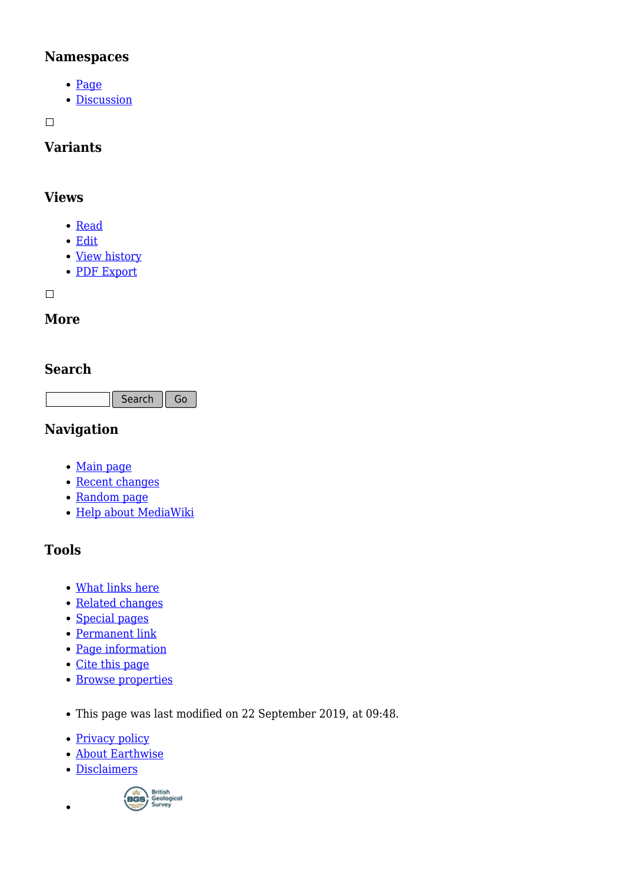## Namespaces

- Page
- Discussion

☐

## Variants

## Views

- Read
- Edit
- View history
- PDF Export

☐

## More

## Search

Search Go

## Navigation

- Main page
- Recent changes
- Random page
- Help about MediaWiki

## Tools

- What links here
- Related changes
- Special pages
- Permanent link
- Page information
- Cite this page
- Browse properties

- This page was last modified on 22 September 2019, at 09:48.

- Privacy policy
- About Earthwise
- Disclaimers
-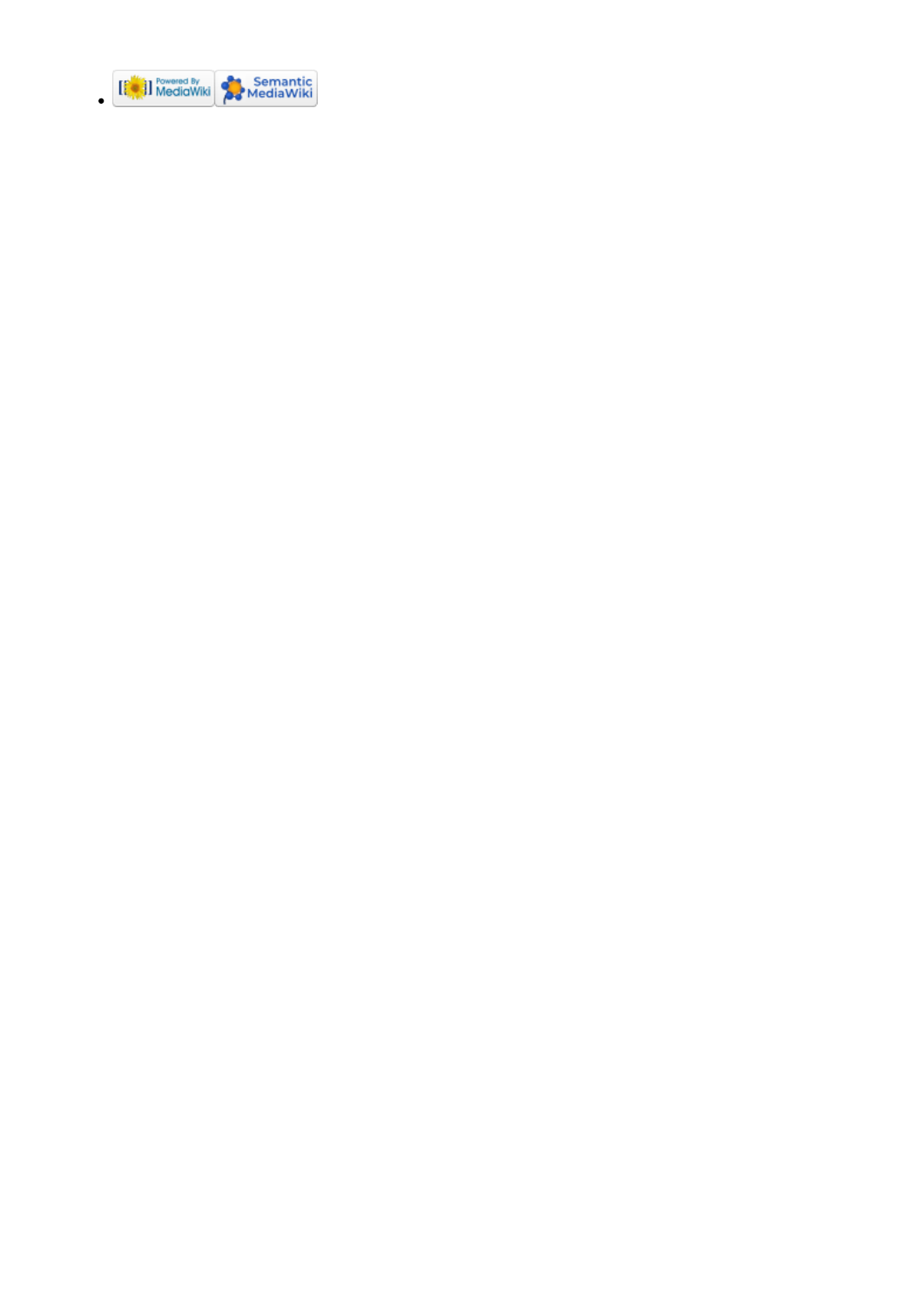- Powered By MediaWiki Semantic MediaWiki